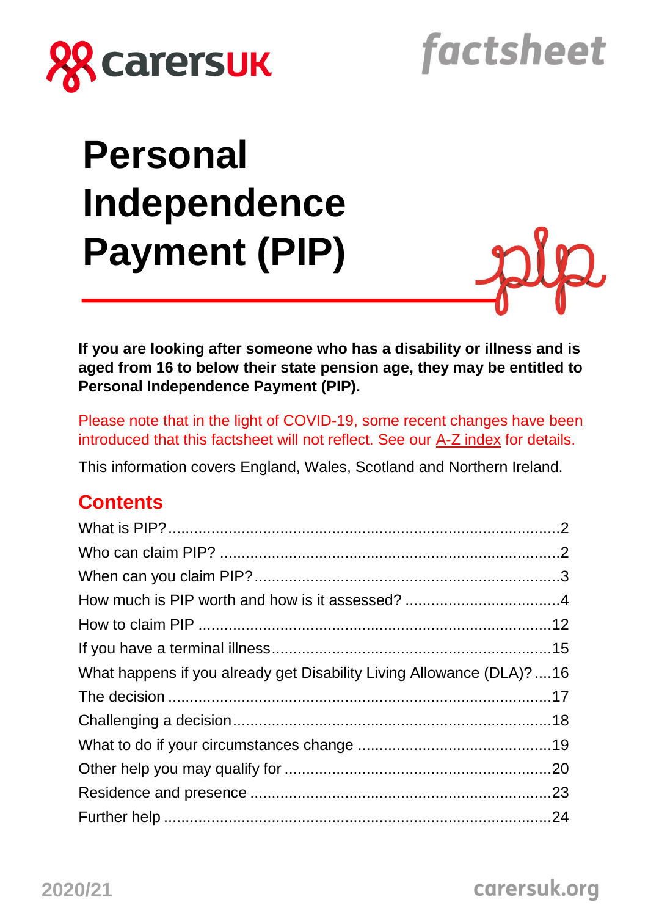carersUK

factsheet

# Personal Independence Payment (PIP)

**If you are looking after someone who has a disability or illness and is aged from 16 to below their state pension age, they may be entitled to Personal Independence Payment (PIP).**

Please note that in the light of COVID-19, some recent changes have been introduced that this factsheet will not reflect. See our A-Z index for details.

This information covers England, Wales, Scotland and Northern Ireland.

## Contents

What is PIP? ..... 2
Who can claim PIP? ..... 2
When can you claim PIP? ..... 3
How much is PIP worth and how is it assessed? ..... 4
How to claim PIP ..... 12
If you have a terminal illness ..... 15
What happens if you already get Disability Living Allowance (DLA)? ..... 16
The decision ..... 17
Challenging a decision ..... 18
What to do if your circumstances change ..... 19
Other help you may qualify for ..... 20
Residence and presence ..... 23
Further help ..... 24

2020/21

carersuk.org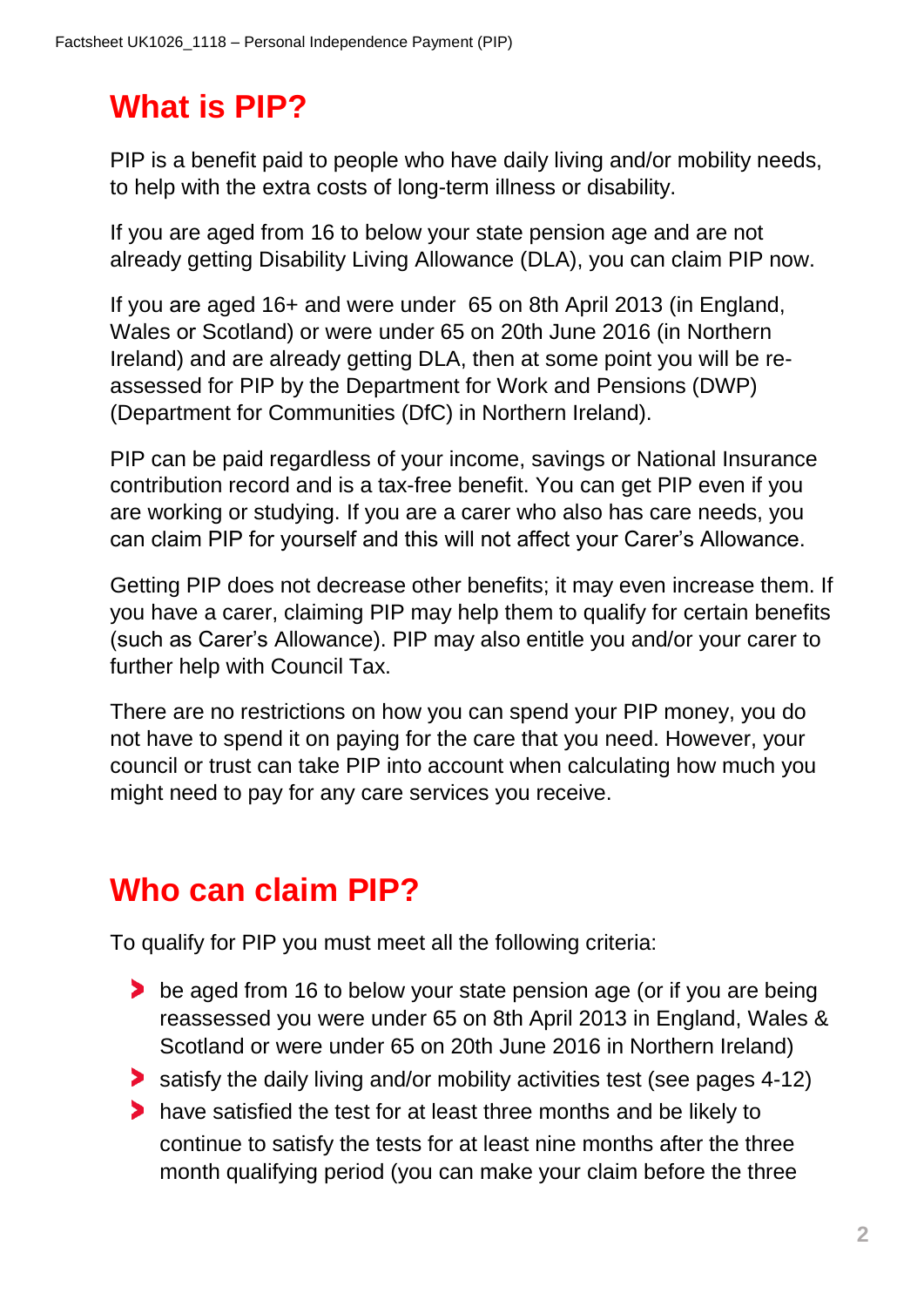# What is PIP?

PIP is a benefit paid to people who have daily living and/or mobility needs, to help with the extra costs of long-term illness or disability.

If you are aged from 16 to below your state pension age and are not already getting Disability Living Allowance (DLA), you can claim PIP now.

If you are aged 16+ and were under 65 on 8th April 2013 (in England, Wales or Scotland) or were under 65 on 20th June 2016 (in Northern Ireland) and are already getting DLA, then at some point you will be re-assessed for PIP by the Department for Work and Pensions (DWP) (Department for Communities (DfC) in Northern Ireland).

PIP can be paid regardless of your income, savings or National Insurance contribution record and is a tax-free benefit. You can get PIP even if you are working or studying. If you are a carer who also has care needs, you can claim PIP for yourself and this will not affect your Carer's Allowance.

Getting PIP does not decrease other benefits; it may even increase them. If you have a carer, claiming PIP may help them to qualify for certain benefits (such as Carer's Allowance). PIP may also entitle you and/or your carer to further help with Council Tax.

There are no restrictions on how you can spend your PIP money, you do not have to spend it on paying for the care that you need. However, your council or trust can take PIP into account when calculating how much you might need to pay for any care services you receive.

# Who can claim PIP?

To qualify for PIP you must meet all the following criteria:

- be aged from 16 to below your state pension age (or if you are being reassessed you were under 65 on 8th April 2013 in England, Wales & Scotland or were under 65 on 20th June 2016 in Northern Ireland)
- satisfy the daily living and/or mobility activities test (see pages 4-12)
- have satisfied the test for at least three months and be likely to continue to satisfy the tests for at least nine months after the three month qualifying period (you can make your claim before the three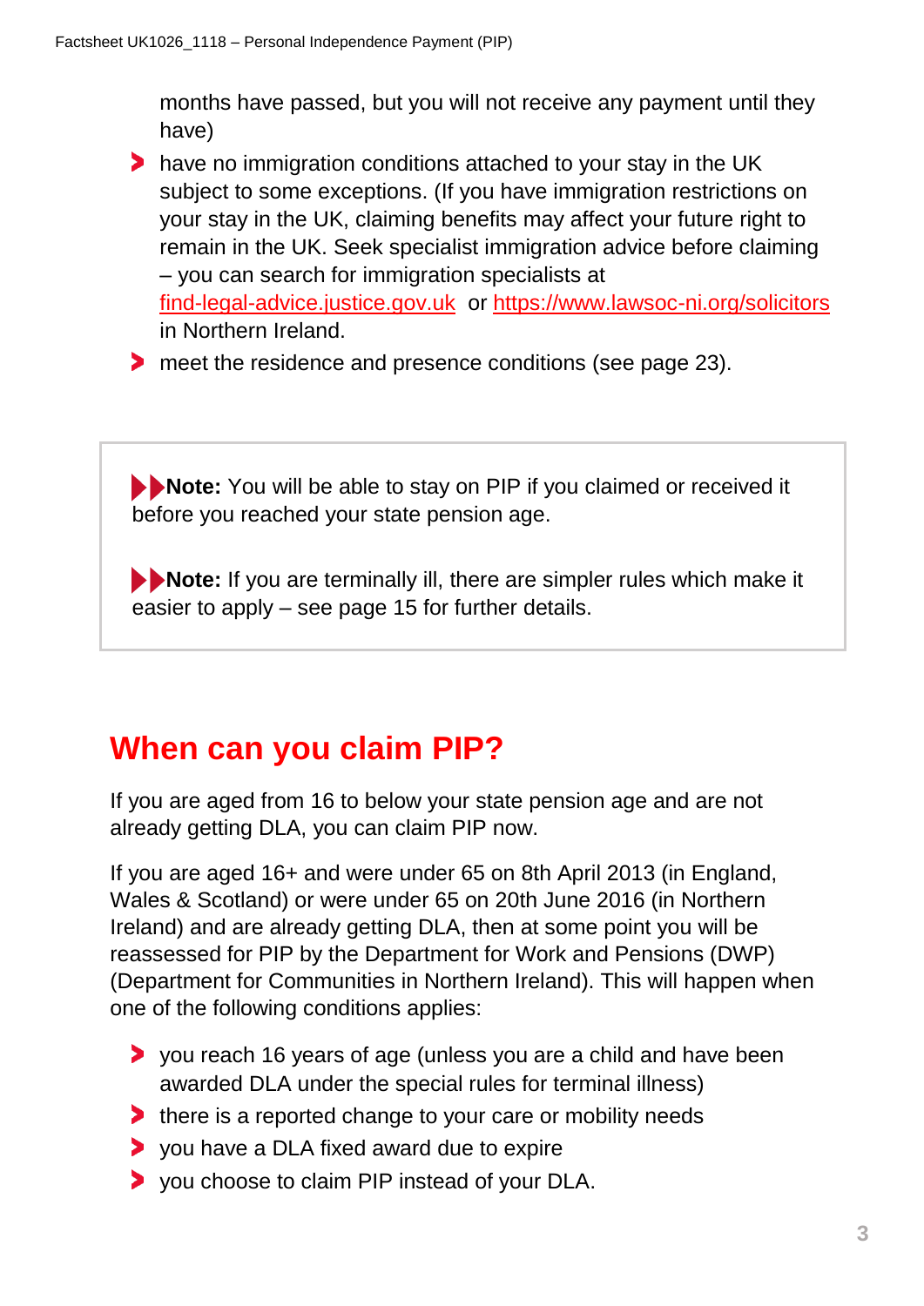months have passed, but you will not receive any payment until they have)

- have no immigration conditions attached to your stay in the UK subject to some exceptions. (If you have immigration restrictions on your stay in the UK, claiming benefits may affect your future right to remain in the UK. Seek specialist immigration advice before claiming – you can search for immigration specialists at [find-legal-advice.justice.gov.uk](find-legal-advice.justice.gov.uk) or [https://www.lawsoc-ni.org/solicitors](https://www.lawsoc-ni.org/solicitors) in Northern Ireland.
- meet the residence and presence conditions (see page 23).

> **Note:** You will be able to stay on PIP if you claimed or received it before you reached your state pension age.
>
> **Note:** If you are terminally ill, there are simpler rules which make it easier to apply – see page 15 for further details.

## When can you claim PIP?

If you are aged from 16 to below your state pension age and are not already getting DLA, you can claim PIP now.

If you are aged 16+ and were under 65 on 8th April 2013 (in England, Wales & Scotland) or were under 65 on 20th June 2016 (in Northern Ireland) and are already getting DLA, then at some point you will be reassessed for PIP by the Department for Work and Pensions (DWP) (Department for Communities in Northern Ireland). This will happen when one of the following conditions applies:

- you reach 16 years of age (unless you are a child and have been awarded DLA under the special rules for terminal illness)
- there is a reported change to your care or mobility needs
- you have a DLA fixed award due to expire
- you choose to claim PIP instead of your DLA.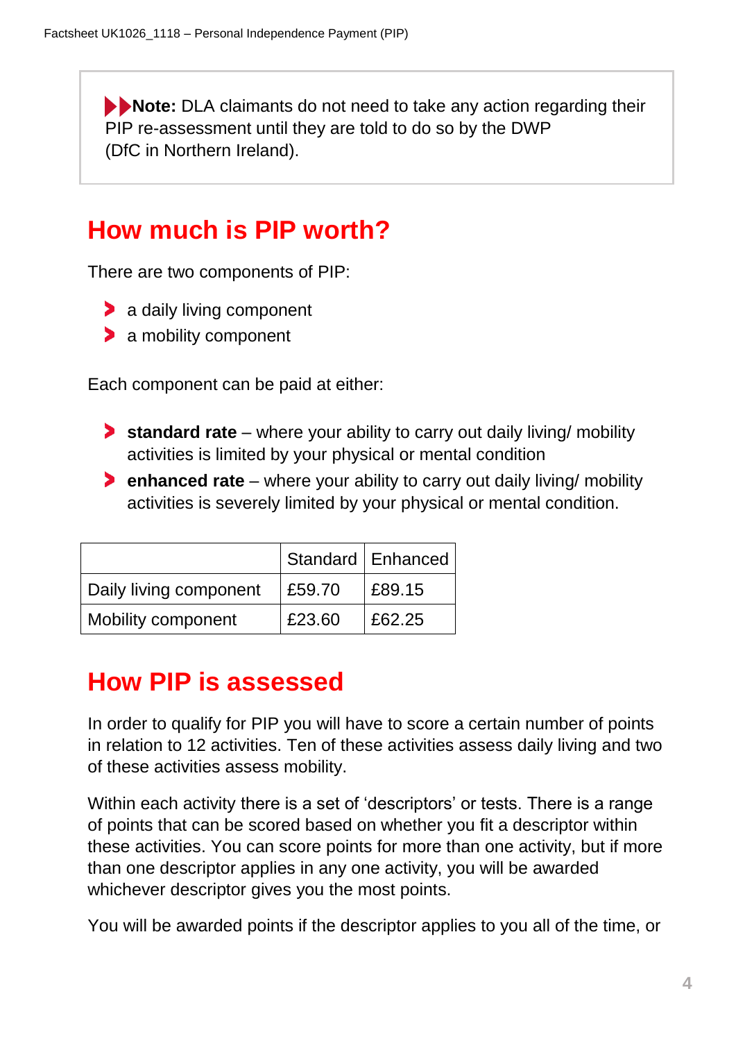> **Note:** DLA claimants do not need to take any action regarding their PIP re-assessment until they are told to do so by the DWP (DfC in Northern Ireland).

## How much is PIP worth?

There are two components of PIP:

- a daily living component
- a mobility component

Each component can be paid at either:

- **standard rate** – where your ability to carry out daily living/ mobility activities is limited by your physical or mental condition
- **enhanced rate** – where your ability to carry out daily living/ mobility activities is severely limited by your physical or mental condition.

| | Standard | Enhanced |
|---|---|---|
| Daily living component | £59.70 | £89.15 |
| Mobility component | £23.60 | £62.25 |

## How PIP is assessed

In order to qualify for PIP you will have to score a certain number of points in relation to 12 activities. Ten of these activities assess daily living and two of these activities assess mobility.

Within each activity there is a set of 'descriptors' or tests. There is a range of points that can be scored based on whether you fit a descriptor within these activities. You can score points for more than one activity, but if more than one descriptor applies in any one activity, you will be awarded whichever descriptor gives you the most points.

You will be awarded points if the descriptor applies to you all of the time, or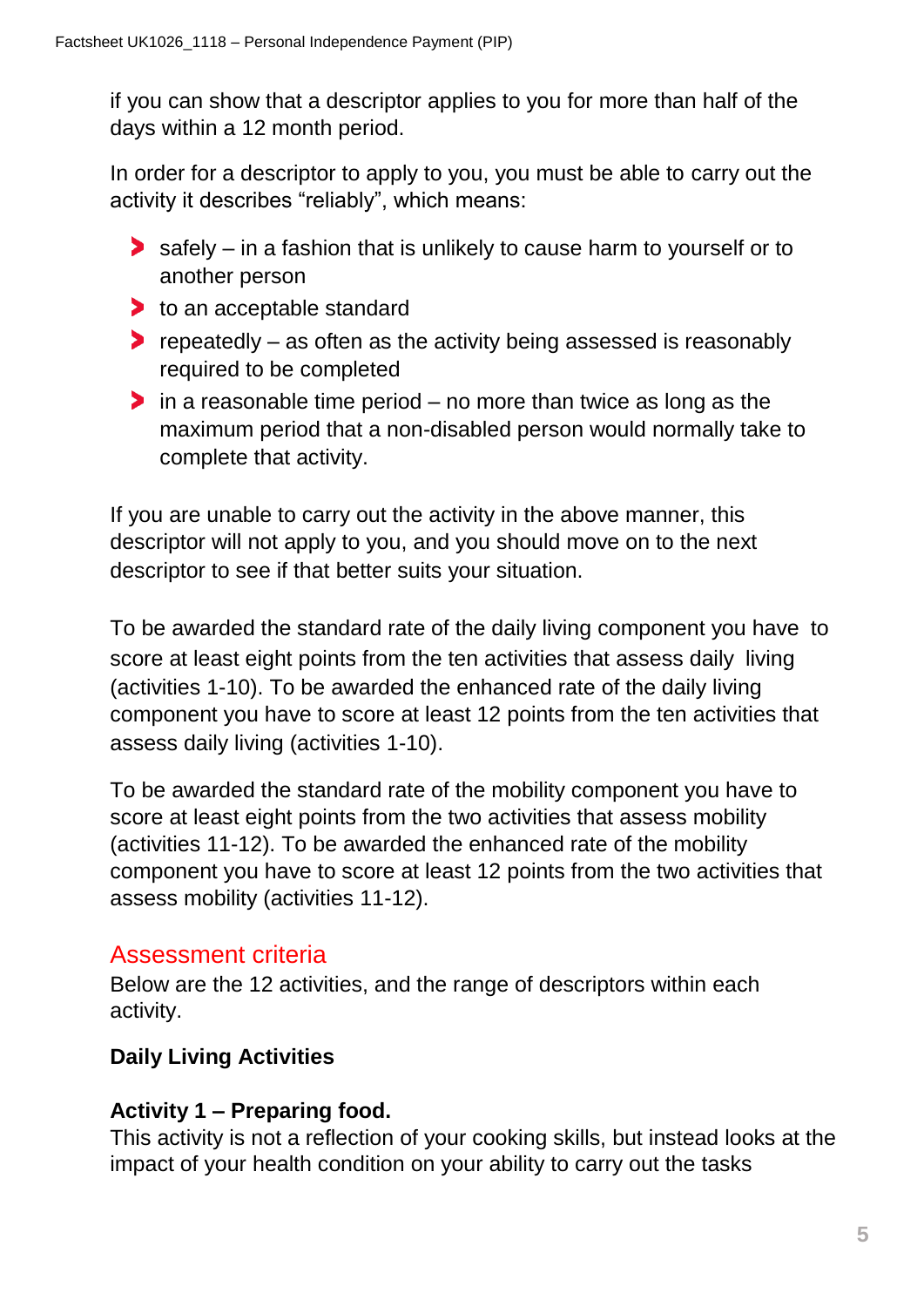if you can show that a descriptor applies to you for more than half of the days within a 12 month period.

In order for a descriptor to apply to you, you must be able to carry out the activity it describes "reliably", which means:

- safely – in a fashion that is unlikely to cause harm to yourself or to another person
- to an acceptable standard
- repeatedly – as often as the activity being assessed is reasonably required to be completed
- in a reasonable time period – no more than twice as long as the maximum period that a non-disabled person would normally take to complete that activity.

If you are unable to carry out the activity in the above manner, this descriptor will not apply to you, and you should move on to the next descriptor to see if that better suits your situation.

To be awarded the standard rate of the daily living component you have to score at least eight points from the ten activities that assess daily living (activities 1-10). To be awarded the enhanced rate of the daily living component you have to score at least 12 points from the ten activities that assess daily living (activities 1-10).

To be awarded the standard rate of the mobility component you have to score at least eight points from the two activities that assess mobility (activities 11-12). To be awarded the enhanced rate of the mobility component you have to score at least 12 points from the two activities that assess mobility (activities 11-12).

## Assessment criteria

Below are the 12 activities, and the range of descriptors within each activity.

**Daily Living Activities**

**Activity 1 – Preparing food.**

This activity is not a reflection of your cooking skills, but instead looks at the impact of your health condition on your ability to carry out the tasks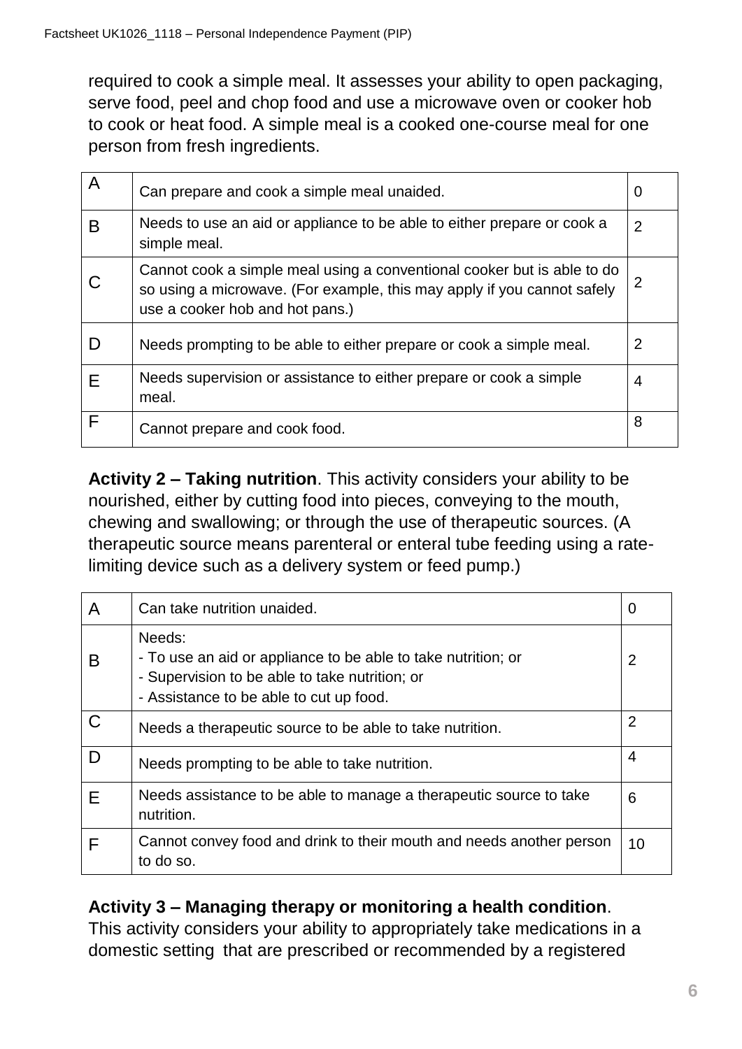required to cook a simple meal. It assesses your ability to open packaging, serve food, peel and chop food and use a microwave oven or cooker hob to cook or heat food. A simple meal is a cooked one-course meal for one person from fresh ingredients.

| | | |
|---|---|---|
| A | Can prepare and cook a simple meal unaided. | 0 |
| B | Needs to use an aid or appliance to be able to either prepare or cook a simple meal. | 2 |
| C | Cannot cook a simple meal using a conventional cooker but is able to do so using a microwave. (For example, this may apply if you cannot safely use a cooker hob and hot pans.) | 2 |
| D | Needs prompting to be able to either prepare or cook a simple meal. | 2 |
| E | Needs supervision or assistance to either prepare or cook a simple meal. | 4 |
| F | Cannot prepare and cook food. | 8 |

**Activity 2 – Taking nutrition**. This activity considers your ability to be nourished, either by cutting food into pieces, conveying to the mouth, chewing and swallowing; or through the use of therapeutic sources. (A therapeutic source means parenteral or enteral tube feeding using a rate-limiting device such as a delivery system or feed pump.)

| | | |
|---|---|---|
| A | Can take nutrition unaided. | 0 |
| B | Needs:<br>- To use an aid or appliance to be able to take nutrition; or<br>- Supervision to be able to take nutrition; or<br>- Assistance to be able to cut up food. | 2 |
| C | Needs a therapeutic source to be able to take nutrition. | 2 |
| D | Needs prompting to be able to take nutrition. | 4 |
| E | Needs assistance to be able to manage a therapeutic source to take nutrition. | 6 |
| F | Cannot convey food and drink to their mouth and needs another person to do so. | 10 |

**Activity 3 – Managing therapy or monitoring a health condition**. This activity considers your ability to appropriately take medications in a domestic setting that are prescribed or recommended by a registered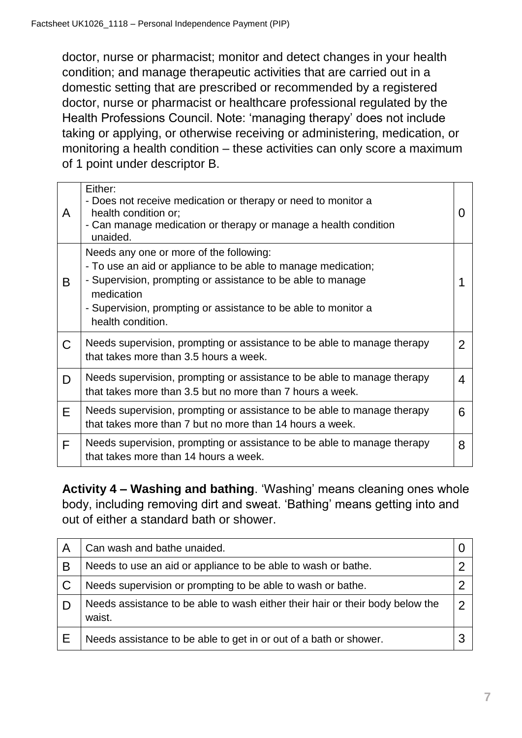doctor, nurse or pharmacist; monitor and detect changes in your health condition; and manage therapeutic activities that are carried out in a domestic setting that are prescribed or recommended by a registered doctor, nurse or pharmacist or healthcare professional regulated by the Health Professions Council. Note: 'managing therapy' does not include taking or applying, or otherwise receiving or administering, medication, or monitoring a health condition – these activities can only score a maximum of 1 point under descriptor B.

| | | |
|---|---|---|
| A | Either:<br>- Does not receive medication or therapy or need to monitor a health condition or;<br>- Can manage medication or therapy or manage a health condition unaided. | 0 |
| B | Needs any one or more of the following:<br>- To use an aid or appliance to be able to manage medication;<br>- Supervision, prompting or assistance to be able to manage medication<br>- Supervision, prompting or assistance to be able to monitor a health condition. | 1 |
| C | Needs supervision, prompting or assistance to be able to manage therapy that takes more than 3.5 hours a week. | 2 |
| D | Needs supervision, prompting or assistance to be able to manage therapy that takes more than 3.5 but no more than 7 hours a week. | 4 |
| E | Needs supervision, prompting or assistance to be able to manage therapy that takes more than 7 but no more than 14 hours a week. | 6 |
| F | Needs supervision, prompting or assistance to be able to manage therapy that takes more than 14 hours a week. | 8 |

**Activity 4 – Washing and bathing**. 'Washing' means cleaning ones whole body, including removing dirt and sweat. 'Bathing' means getting into and out of either a standard bath or shower.

| | | |
|---|---|---|
| A | Can wash and bathe unaided. | 0 |
| B | Needs to use an aid or appliance to be able to wash or bathe. | 2 |
| C | Needs supervision or prompting to be able to wash or bathe. | 2 |
| D | Needs assistance to be able to wash either their hair or their body below the waist. | 2 |
| E | Needs assistance to be able to get in or out of a bath or shower. | 3 |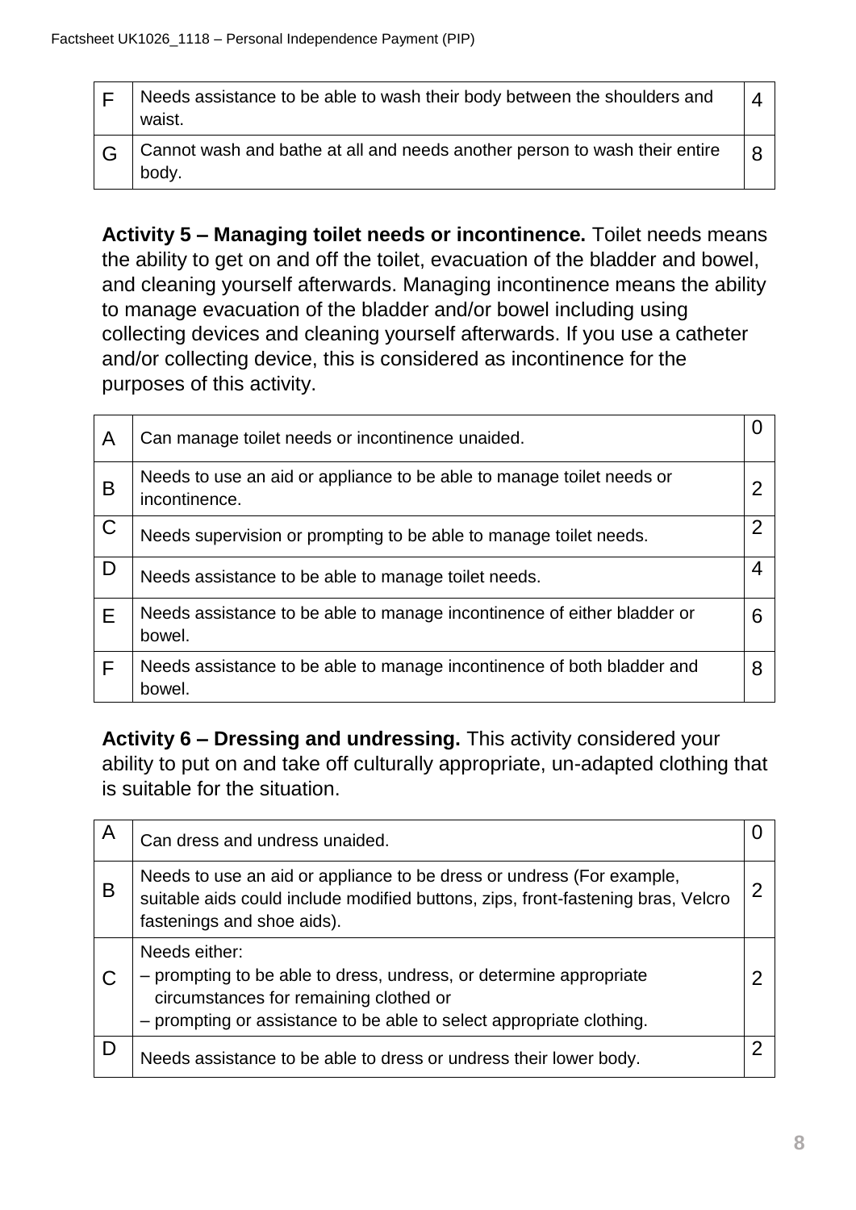| F | Needs assistance to be able to wash their body between the shoulders and waist. | 4 |
|---|---|---|
| G | Cannot wash and bathe at all and needs another person to wash their entire body. | 8 |

**Activity 5 – Managing toilet needs or incontinence.** Toilet needs means the ability to get on and off the toilet, evacuation of the bladder and bowel, and cleaning yourself afterwards. Managing incontinence means the ability to manage evacuation of the bladder and/or bowel including using collecting devices and cleaning yourself afterwards. If you use a catheter and/or collecting device, this is considered as incontinence for the purposes of this activity.

| A | Can manage toilet needs or incontinence unaided. | 0 |
|---|---|---|
| B | Needs to use an aid or appliance to be able to manage toilet needs or incontinence. | 2 |
| C | Needs supervision or prompting to be able to manage toilet needs. | 2 |
| D | Needs assistance to be able to manage toilet needs. | 4 |
| E | Needs assistance to be able to manage incontinence of either bladder or bowel. | 6 |
| F | Needs assistance to be able to manage incontinence of both bladder and bowel. | 8 |

**Activity 6 – Dressing and undressing.** This activity considered your ability to put on and take off culturally appropriate, un-adapted clothing that is suitable for the situation.

| A | Can dress and undress unaided. | 0 |
|---|---|---|
| B | Needs to use an aid or appliance to be dress or undress (For example, suitable aids could include modified buttons, zips, front-fastening bras, Velcro fastenings and shoe aids). | 2 |
| C | Needs either:<br>– prompting to be able to dress, undress, or determine appropriate circumstances for remaining clothed or<br>– prompting or assistance to be able to select appropriate clothing. | 2 |
| D | Needs assistance to be able to dress or undress their lower body. | 2 |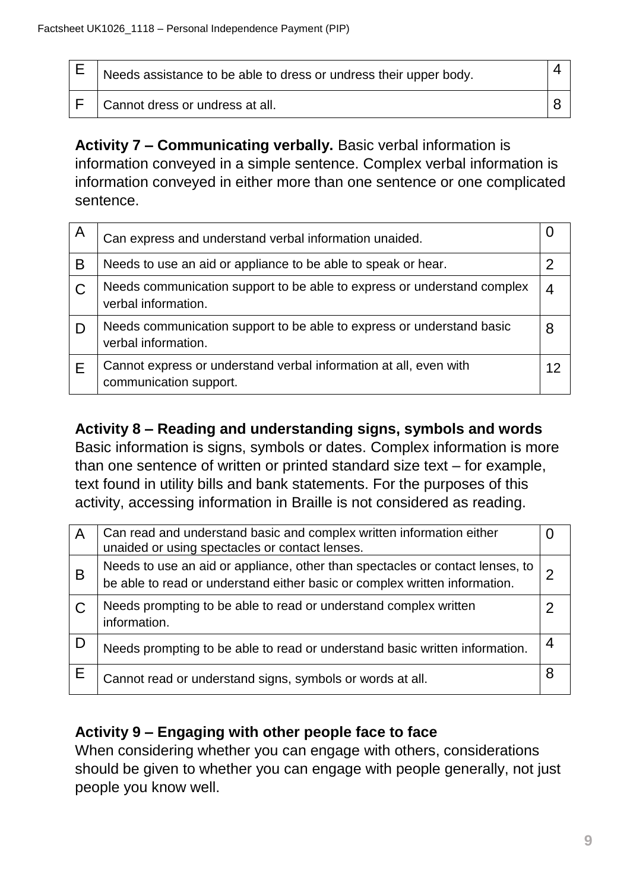| | | |
|---|---|---|
| E | Needs assistance to be able to dress or undress their upper body. | 4 |
| F | Cannot dress or undress at all. | 8 |

**Activity 7 – Communicating verbally.** Basic verbal information is information conveyed in a simple sentence. Complex verbal information is information conveyed in either more than one sentence or one complicated sentence.

| | | |
|---|---|---|
| A | Can express and understand verbal information unaided. | 0 |
| B | Needs to use an aid or appliance to be able to speak or hear. | 2 |
| C | Needs communication support to be able to express or understand complex verbal information. | 4 |
| D | Needs communication support to be able to express or understand basic verbal information. | 8 |
| E | Cannot express or understand verbal information at all, even with communication support. | 12 |

**Activity 8 – Reading and understanding signs, symbols and words**
Basic information is signs, symbols or dates. Complex information is more than one sentence of written or printed standard size text – for example, text found in utility bills and bank statements. For the purposes of this activity, accessing information in Braille is not considered as reading.

| | | |
|---|---|---|
| A | Can read and understand basic and complex written information either unaided or using spectacles or contact lenses. | 0 |
| B | Needs to use an aid or appliance, other than spectacles or contact lenses, to be able to read or understand either basic or complex written information. | 2 |
| C | Needs prompting to be able to read or understand complex written information. | 2 |
| D | Needs prompting to be able to read or understand basic written information. | 4 |
| E | Cannot read or understand signs, symbols or words at all. | 8 |

**Activity 9 – Engaging with other people face to face**
When considering whether you can engage with others, considerations should be given to whether you can engage with people generally, not just people you know well.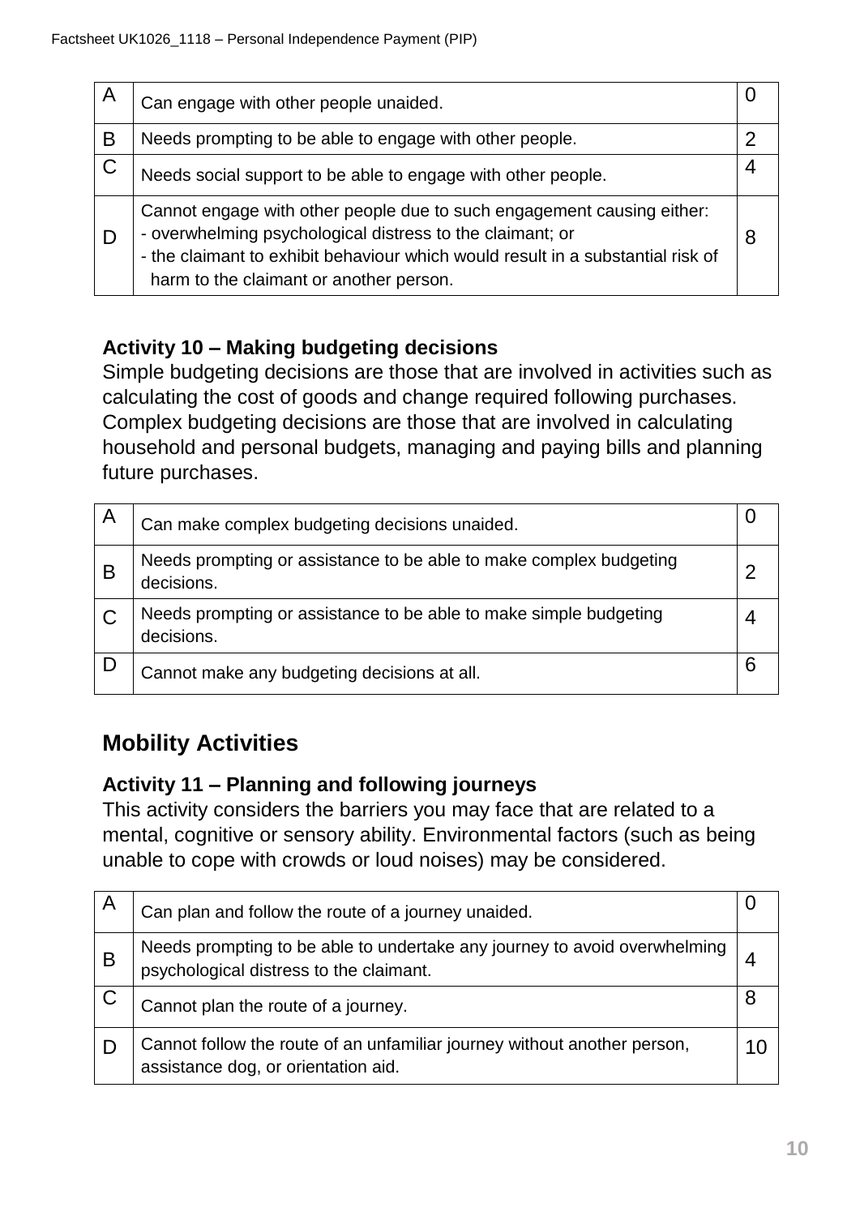| | | |
|---|---|---|
| A | Can engage with other people unaided. | 0 |
| B | Needs prompting to be able to engage with other people. | 2 |
| C | Needs social support to be able to engage with other people. | 4 |
| D | Cannot engage with other people due to such engagement causing either:<br>- overwhelming psychological distress to the claimant; or<br>- the claimant to exhibit behaviour which would result in a substantial risk of harm to the claimant or another person. | 8 |

**Activity 10 – Making budgeting decisions**

Simple budgeting decisions are those that are involved in activities such as calculating the cost of goods and change required following purchases. Complex budgeting decisions are those that are involved in calculating household and personal budgets, managing and paying bills and planning future purchases.

| | | |
|---|---|---|
| A | Can make complex budgeting decisions unaided. | 0 |
| B | Needs prompting or assistance to be able to make complex budgeting decisions. | 2 |
| C | Needs prompting or assistance to be able to make simple budgeting decisions. | 4 |
| D | Cannot make any budgeting decisions at all. | 6 |

## Mobility Activities

**Activity 11 – Planning and following journeys**

This activity considers the barriers you may face that are related to a mental, cognitive or sensory ability. Environmental factors (such as being unable to cope with crowds or loud noises) may be considered.

| | | |
|---|---|---|
| A | Can plan and follow the route of a journey unaided. | 0 |
| B | Needs prompting to be able to undertake any journey to avoid overwhelming psychological distress to the claimant. | 4 |
| C | Cannot plan the route of a journey. | 8 |
| D | Cannot follow the route of an unfamiliar journey without another person, assistance dog, or orientation aid. | 10 |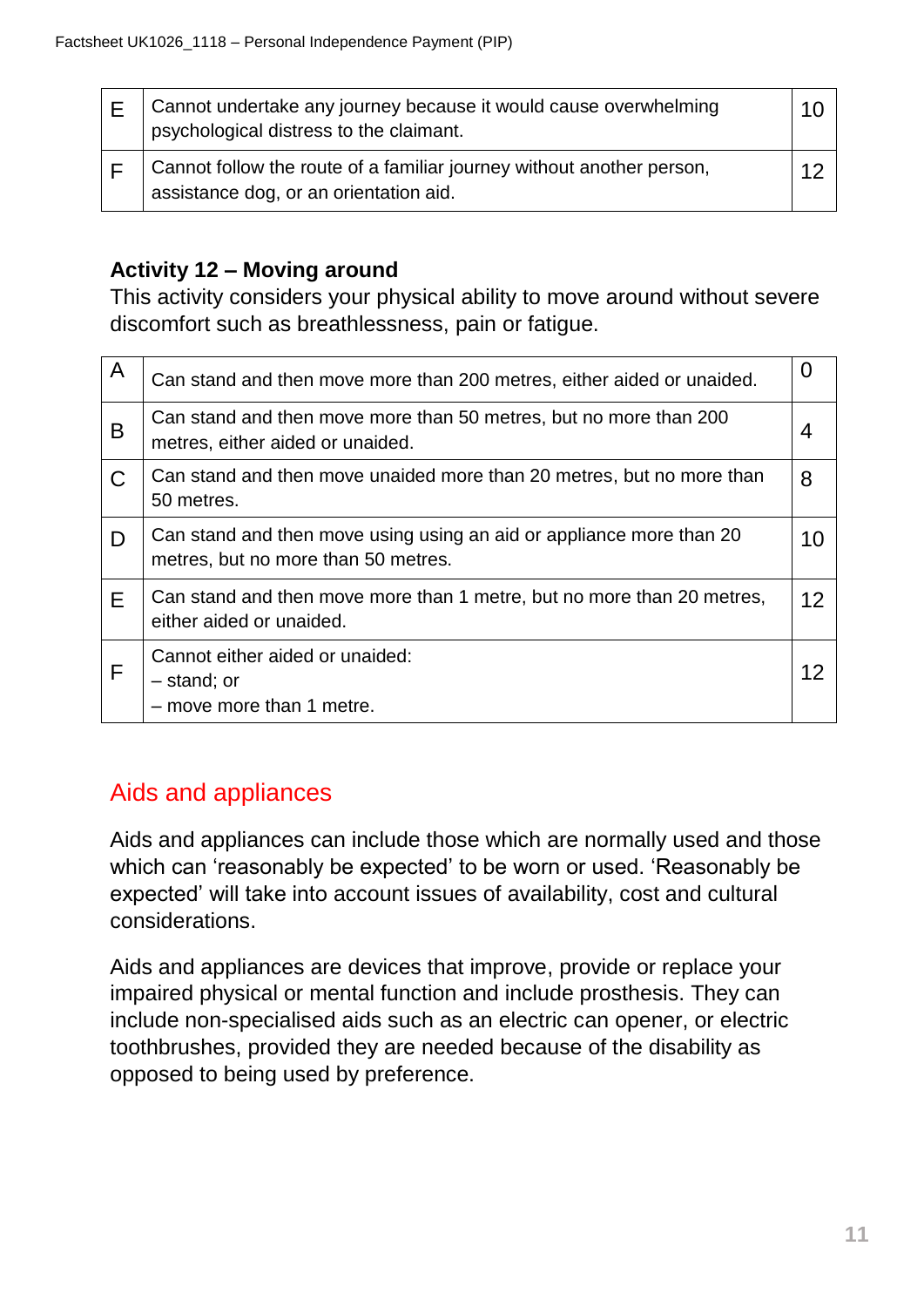| | | |
|---|---|---|
| E | Cannot undertake any journey because it would cause overwhelming psychological distress to the claimant. | 10 |
| F | Cannot follow the route of a familiar journey without another person, assistance dog, or an orientation aid. | 12 |

### Activity 12 – Moving around

This activity considers your physical ability to move around without severe discomfort such as breathlessness, pain or fatigue.

| | | |
|---|---|---|
| A | Can stand and then move more than 200 metres, either aided or unaided. | 0 |
| B | Can stand and then move more than 50 metres, but no more than 200 metres, either aided or unaided. | 4 |
| C | Can stand and then move unaided more than 20 metres, but no more than 50 metres. | 8 |
| D | Can stand and then move using using an aid or appliance more than 20 metres, but no more than 50 metres. | 10 |
| E | Can stand and then move more than 1 metre, but no more than 20 metres, either aided or unaided. | 12 |
| F | Cannot either aided or unaided:<br>– stand; or<br>– move more than 1 metre. | 12 |

## Aids and appliances

Aids and appliances can include those which are normally used and those which can 'reasonably be expected' to be worn or used. 'Reasonably be expected' will take into account issues of availability, cost and cultural considerations.

Aids and appliances are devices that improve, provide or replace your impaired physical or mental function and include prosthesis. They can include non-specialised aids such as an electric can opener, or electric toothbrushes, provided they are needed because of the disability as opposed to being used by preference.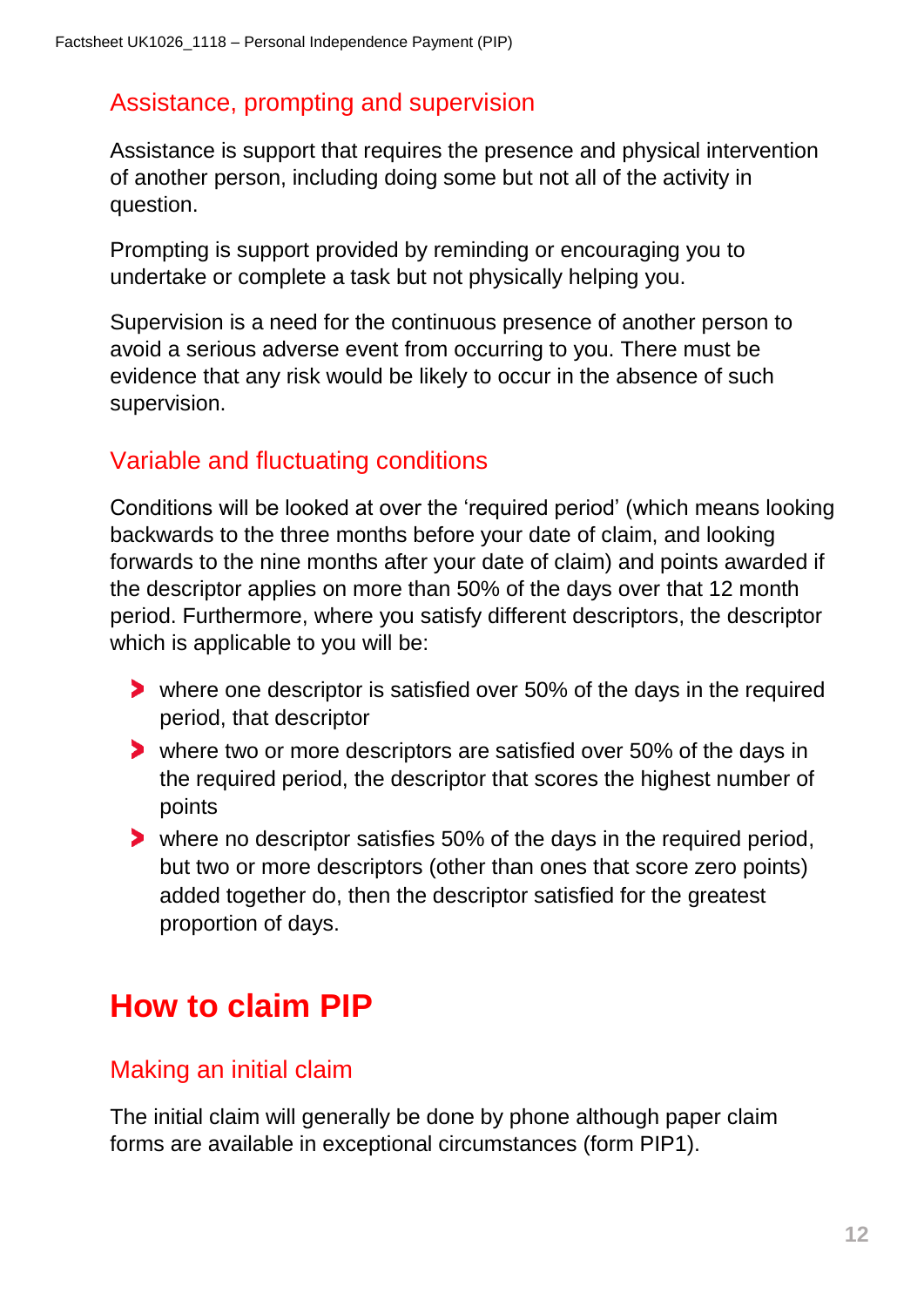### Assistance, prompting and supervision

Assistance is support that requires the presence and physical intervention of another person, including doing some but not all of the activity in question.

Prompting is support provided by reminding or encouraging you to undertake or complete a task but not physically helping you.

Supervision is a need for the continuous presence of another person to avoid a serious adverse event from occurring to you. There must be evidence that any risk would be likely to occur in the absence of such supervision.

### Variable and fluctuating conditions

Conditions will be looked at over the 'required period' (which means looking backwards to the three months before your date of claim, and looking forwards to the nine months after your date of claim) and points awarded if the descriptor applies on more than 50% of the days over that 12 month period. Furthermore, where you satisfy different descriptors, the descriptor which is applicable to you will be:

- where one descriptor is satisfied over 50% of the days in the required period, that descriptor
- where two or more descriptors are satisfied over 50% of the days in the required period, the descriptor that scores the highest number of points
- where no descriptor satisfies 50% of the days in the required period, but two or more descriptors (other than ones that score zero points) added together do, then the descriptor satisfied for the greatest proportion of days.

## How to claim PIP

### Making an initial claim

The initial claim will generally be done by phone although paper claim forms are available in exceptional circumstances (form PIP1).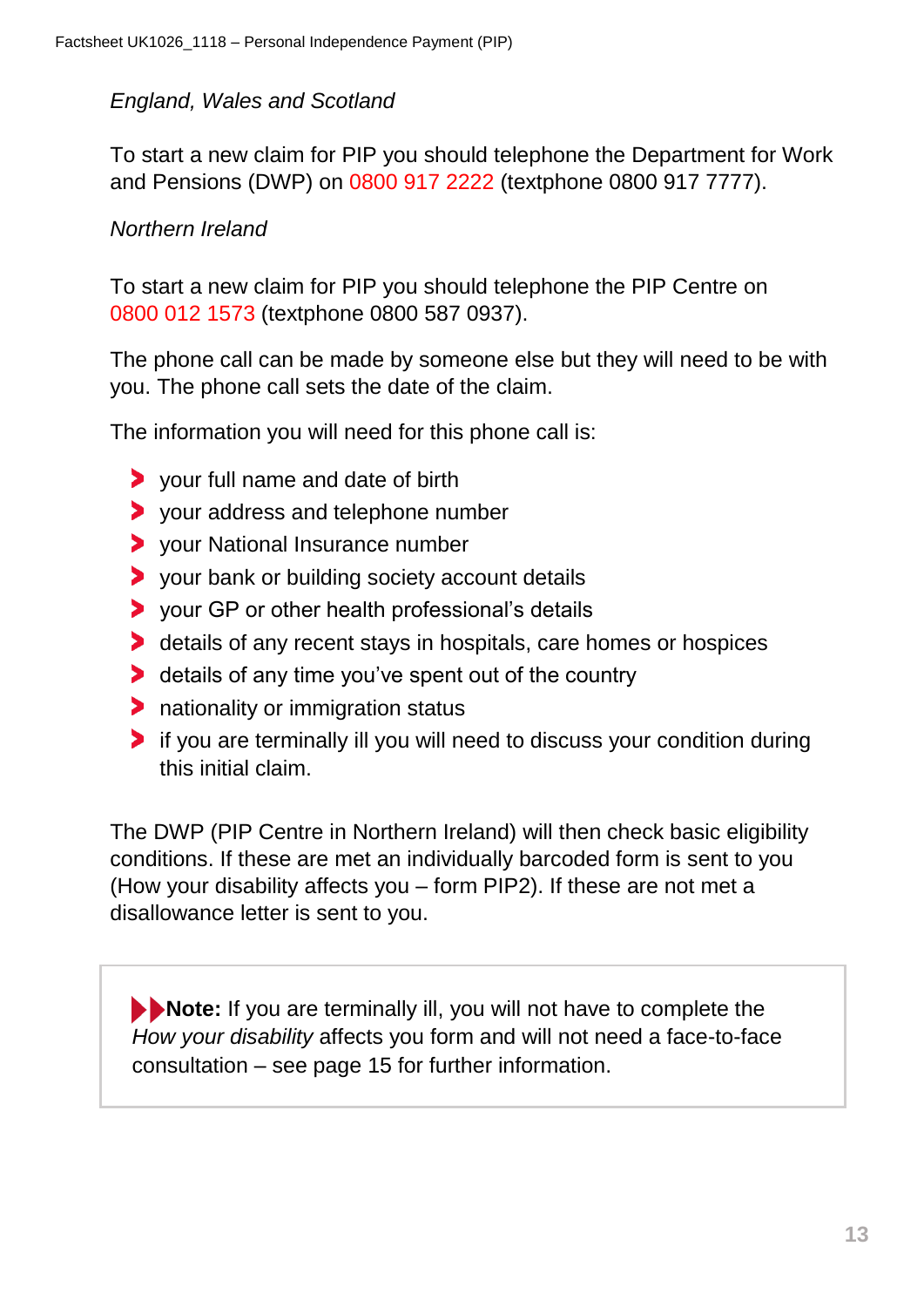*England, Wales and Scotland*

To start a new claim for PIP you should telephone the Department for Work and Pensions (DWP) on 0800 917 2222 (textphone 0800 917 7777).

*Northern Ireland*

To start a new claim for PIP you should telephone the PIP Centre on 0800 012 1573 (textphone 0800 587 0937).

The phone call can be made by someone else but they will need to be with you. The phone call sets the date of the claim.

The information you will need for this phone call is:

- your full name and date of birth
- your address and telephone number
- your National Insurance number
- your bank or building society account details
- your GP or other health professional's details
- details of any recent stays in hospitals, care homes or hospices
- details of any time you've spent out of the country
- nationality or immigration status
- if you are terminally ill you will need to discuss your condition during this initial claim.

The DWP (PIP Centre in Northern Ireland) will then check basic eligibility conditions. If these are met an individually barcoded form is sent to you (How your disability affects you – form PIP2). If these are not met a disallowance letter is sent to you.

> **Note:** If you are terminally ill, you will not have to complete the *How your disability* affects you form and will not need a face-to-face consultation – see page 15 for further information.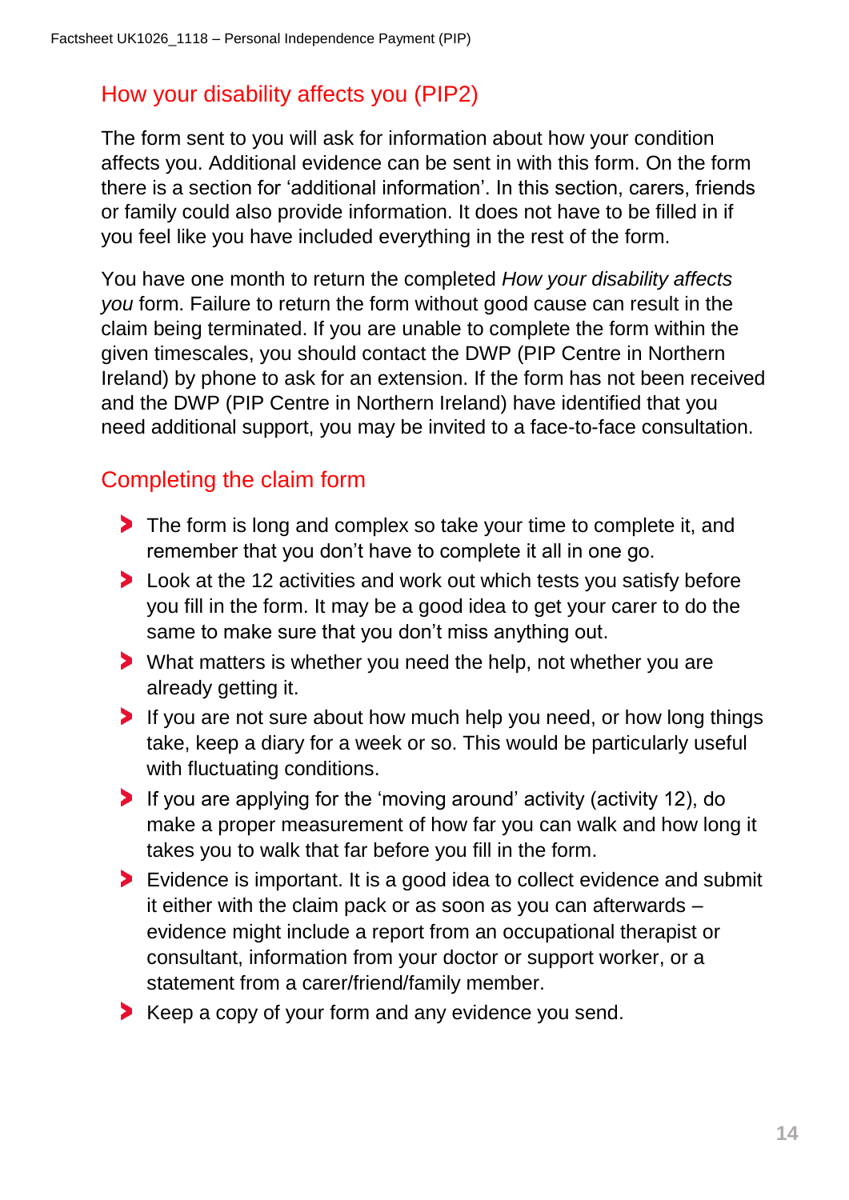## How your disability affects you (PIP2)

The form sent to you will ask for information about how your condition affects you. Additional evidence can be sent in with this form. On the form there is a section for 'additional information'. In this section, carers, friends or family could also provide information. It does not have to be filled in if you feel like you have included everything in the rest of the form.

You have one month to return the completed *How your disability affects you* form. Failure to return the form without good cause can result in the claim being terminated. If you are unable to complete the form within the given timescales, you should contact the DWP (PIP Centre in Northern Ireland) by phone to ask for an extension. If the form has not been received and the DWP (PIP Centre in Northern Ireland) have identified that you need additional support, you may be invited to a face-to-face consultation.

## Completing the claim form

- The form is long and complex so take your time to complete it, and remember that you don't have to complete it all in one go.
- Look at the 12 activities and work out which tests you satisfy before you fill in the form. It may be a good idea to get your carer to do the same to make sure that you don't miss anything out.
- What matters is whether you need the help, not whether you are already getting it.
- If you are not sure about how much help you need, or how long things take, keep a diary for a week or so. This would be particularly useful with fluctuating conditions.
- If you are applying for the 'moving around' activity (activity 12), do make a proper measurement of how far you can walk and how long it takes you to walk that far before you fill in the form.
- Evidence is important. It is a good idea to collect evidence and submit it either with the claim pack or as soon as you can afterwards – evidence might include a report from an occupational therapist or consultant, information from your doctor or support worker, or a statement from a carer/friend/family member.
- Keep a copy of your form and any evidence you send.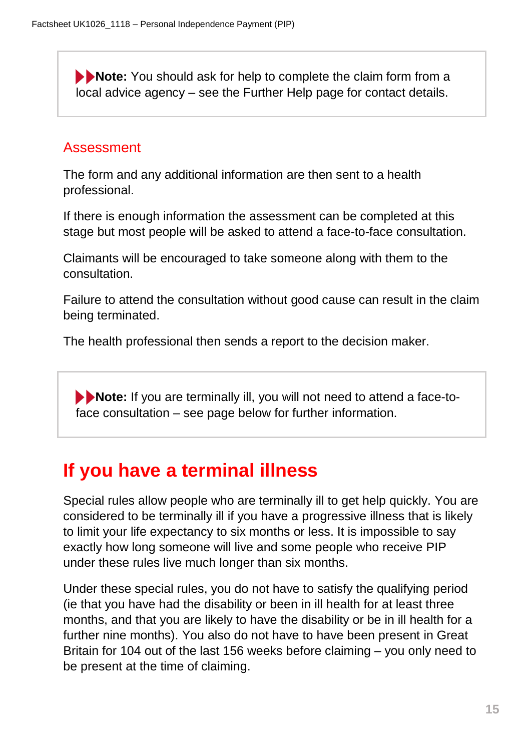> **Note:** You should ask for help to complete the claim form from a local advice agency – see the Further Help page for contact details.

### Assessment

The form and any additional information are then sent to a health professional.

If there is enough information the assessment can be completed at this stage but most people will be asked to attend a face-to-face consultation.

Claimants will be encouraged to take someone along with them to the consultation.

Failure to attend the consultation without good cause can result in the claim being terminated.

The health professional then sends a report to the decision maker.

> **Note:** If you are terminally ill, you will not need to attend a face-to-face consultation – see page below for further information.

## If you have a terminal illness

Special rules allow people who are terminally ill to get help quickly. You are considered to be terminally ill if you have a progressive illness that is likely to limit your life expectancy to six months or less. It is impossible to say exactly how long someone will live and some people who receive PIP under these rules live much longer than six months.

Under these special rules, you do not have to satisfy the qualifying period (ie that you have had the disability or been in ill health for at least three months, and that you are likely to have the disability or be in ill health for a further nine months). You also do not have to have been present in Great Britain for 104 out of the last 156 weeks before claiming – you only need to be present at the time of claiming.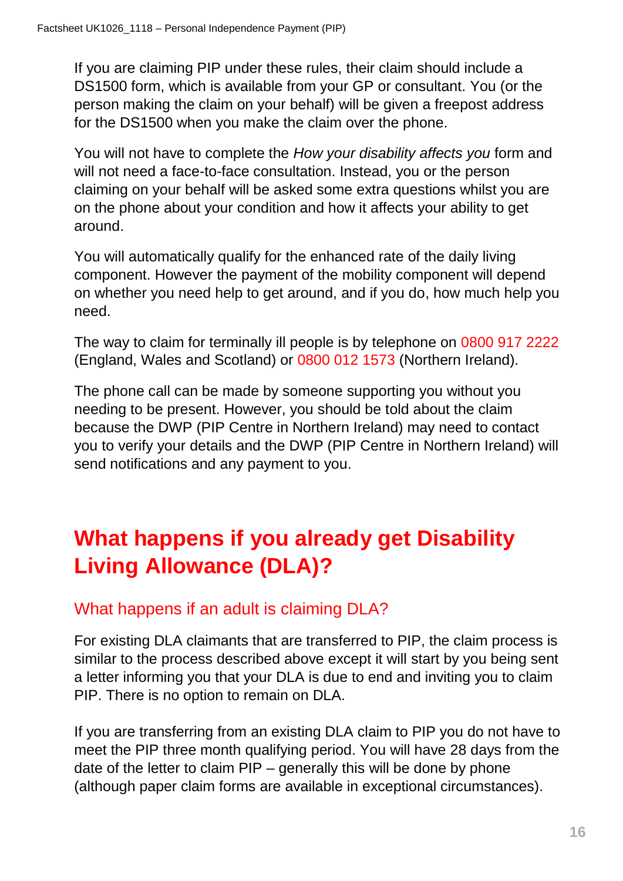If you are claiming PIP under these rules, their claim should include a DS1500 form, which is available from your GP or consultant. You (or the person making the claim on your behalf) will be given a freepost address for the DS1500 when you make the claim over the phone.

You will not have to complete the *How your disability affects you* form and will not need a face-to-face consultation. Instead, you or the person claiming on your behalf will be asked some extra questions whilst you are on the phone about your condition and how it affects your ability to get around.

You will automatically qualify for the enhanced rate of the daily living component. However the payment of the mobility component will depend on whether you need help to get around, and if you do, how much help you need.

The way to claim for terminally ill people is by telephone on 0800 917 2222 (England, Wales and Scotland) or 0800 012 1573 (Northern Ireland).

The phone call can be made by someone supporting you without you needing to be present. However, you should be told about the claim because the DWP (PIP Centre in Northern Ireland) may need to contact you to verify your details and the DWP (PIP Centre in Northern Ireland) will send notifications and any payment to you.

# What happens if you already get Disability Living Allowance (DLA)?

## What happens if an adult is claiming DLA?

For existing DLA claimants that are transferred to PIP, the claim process is similar to the process described above except it will start by you being sent a letter informing you that your DLA is due to end and inviting you to claim PIP. There is no option to remain on DLA.

If you are transferring from an existing DLA claim to PIP you do not have to meet the PIP three month qualifying period. You will have 28 days from the date of the letter to claim PIP – generally this will be done by phone (although paper claim forms are available in exceptional circumstances).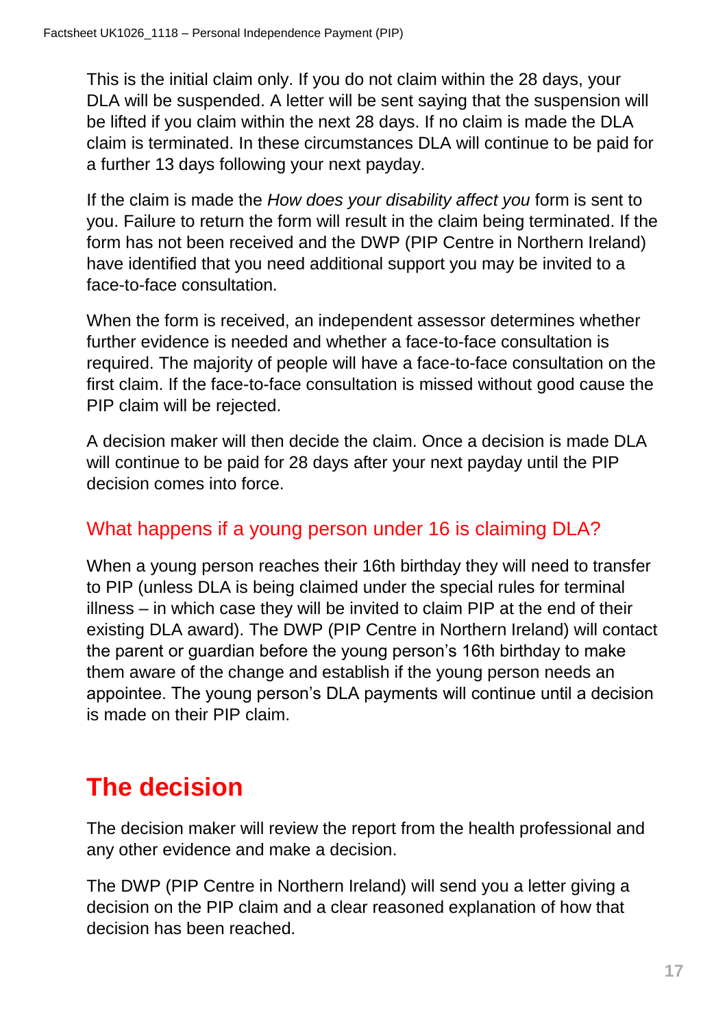This is the initial claim only. If you do not claim within the 28 days, your DLA will be suspended. A letter will be sent saying that the suspension will be lifted if you claim within the next 28 days. If no claim is made the DLA claim is terminated. In these circumstances DLA will continue to be paid for a further 13 days following your next payday.

If the claim is made the *How does your disability affect you* form is sent to you. Failure to return the form will result in the claim being terminated. If the form has not been received and the DWP (PIP Centre in Northern Ireland) have identified that you need additional support you may be invited to a face-to-face consultation.

When the form is received, an independent assessor determines whether further evidence is needed and whether a face-to-face consultation is required. The majority of people will have a face-to-face consultation on the first claim. If the face-to-face consultation is missed without good cause the PIP claim will be rejected.

A decision maker will then decide the claim. Once a decision is made DLA will continue to be paid for 28 days after your next payday until the PIP decision comes into force.

### What happens if a young person under 16 is claiming DLA?

When a young person reaches their 16th birthday they will need to transfer to PIP (unless DLA is being claimed under the special rules for terminal illness – in which case they will be invited to claim PIP at the end of their existing DLA award). The DWP (PIP Centre in Northern Ireland) will contact the parent or guardian before the young person's 16th birthday to make them aware of the change and establish if the young person needs an appointee. The young person's DLA payments will continue until a decision is made on their PIP claim.

## The decision

The decision maker will review the report from the health professional and any other evidence and make a decision.

The DWP (PIP Centre in Northern Ireland) will send you a letter giving a decision on the PIP claim and a clear reasoned explanation of how that decision has been reached.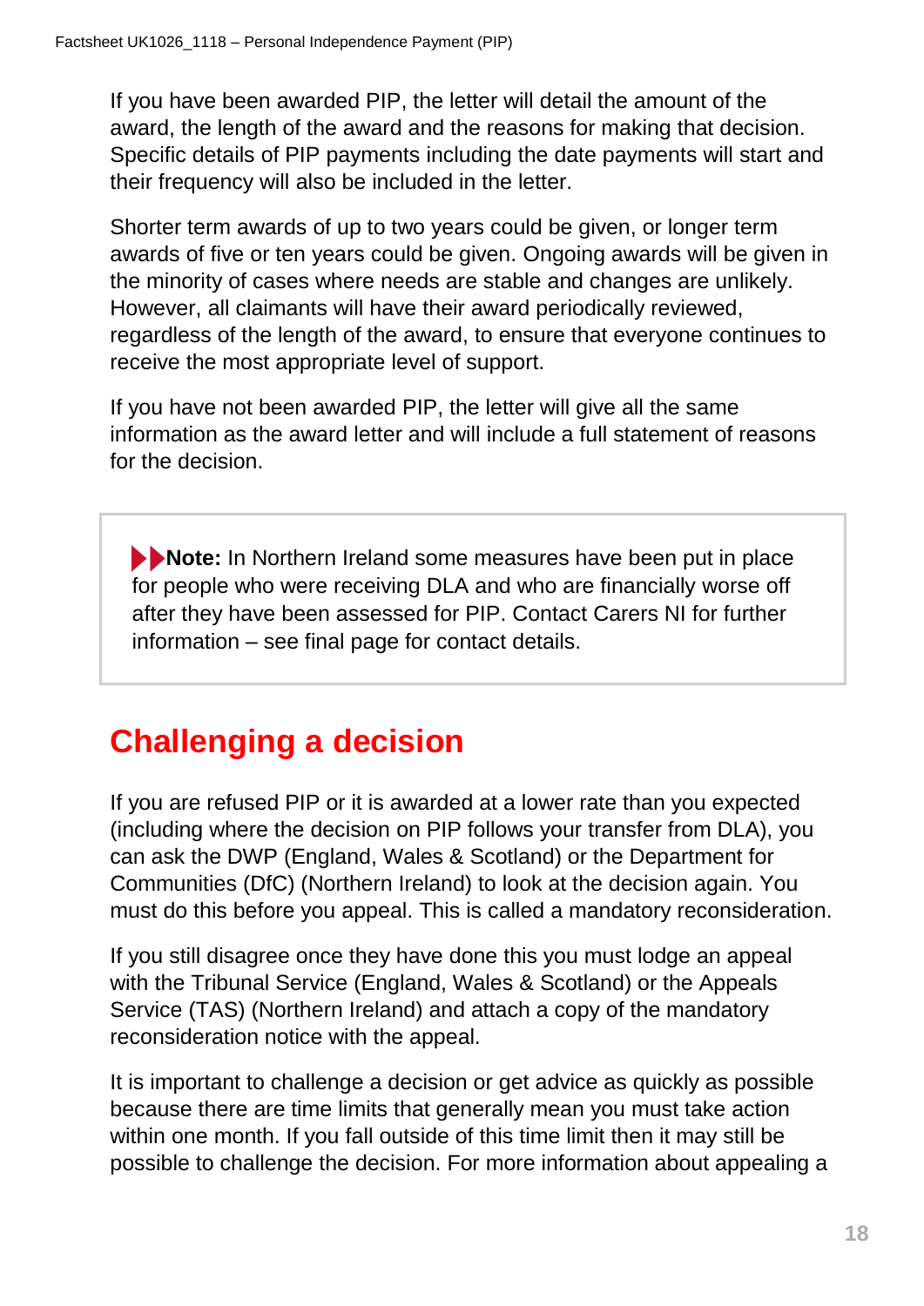If you have been awarded PIP, the letter will detail the amount of the award, the length of the award and the reasons for making that decision. Specific details of PIP payments including the date payments will start and their frequency will also be included in the letter.

Shorter term awards of up to two years could be given, or longer term awards of five or ten years could be given. Ongoing awards will be given in the minority of cases where needs are stable and changes are unlikely. However, all claimants will have their award periodically reviewed, regardless of the length of the award, to ensure that everyone continues to receive the most appropriate level of support.

If you have not been awarded PIP, the letter will give all the same information as the award letter and will include a full statement of reasons for the decision.

> **Note:** In Northern Ireland some measures have been put in place for people who were receiving DLA and who are financially worse off after they have been assessed for PIP. Contact Carers NI for further information – see final page for contact details.

## Challenging a decision

If you are refused PIP or it is awarded at a lower rate than you expected (including where the decision on PIP follows your transfer from DLA), you can ask the DWP (England, Wales & Scotland) or the Department for Communities (DfC) (Northern Ireland) to look at the decision again. You must do this before you appeal. This is called a mandatory reconsideration.

If you still disagree once they have done this you must lodge an appeal with the Tribunal Service (England, Wales & Scotland) or the Appeals Service (TAS) (Northern Ireland) and attach a copy of the mandatory reconsideration notice with the appeal.

It is important to challenge a decision or get advice as quickly as possible because there are time limits that generally mean you must take action within one month. If you fall outside of this time limit then it may still be possible to challenge the decision. For more information about appealing a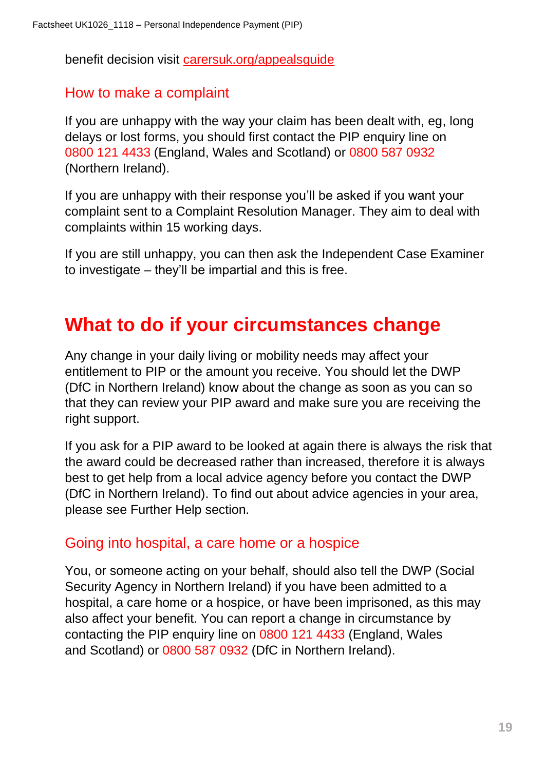benefit decision visit [carersuk.org/appealsguide](carersuk.org/appealsguide)

### How to make a complaint

If you are unhappy with the way your claim has been dealt with, eg, long delays or lost forms, you should first contact the PIP enquiry line on 0800 121 4433 (England, Wales and Scotland) or 0800 587 0932 (Northern Ireland).

If you are unhappy with their response you'll be asked if you want your complaint sent to a Complaint Resolution Manager. They aim to deal with complaints within 15 working days.

If you are still unhappy, you can then ask the Independent Case Examiner to investigate – they'll be impartial and this is free.

## What to do if your circumstances change

Any change in your daily living or mobility needs may affect your entitlement to PIP or the amount you receive. You should let the DWP (DfC in Northern Ireland) know about the change as soon as you can so that they can review your PIP award and make sure you are receiving the right support.

If you ask for a PIP award to be looked at again there is always the risk that the award could be decreased rather than increased, therefore it is always best to get help from a local advice agency before you contact the DWP (DfC in Northern Ireland). To find out about advice agencies in your area, please see Further Help section.

### Going into hospital, a care home or a hospice

You, or someone acting on your behalf, should also tell the DWP (Social Security Agency in Northern Ireland) if you have been admitted to a hospital, a care home or a hospice, or have been imprisoned, as this may also affect your benefit. You can report a change in circumstance by contacting the PIP enquiry line on 0800 121 4433 (England, Wales and Scotland) or 0800 587 0932 (DfC in Northern Ireland).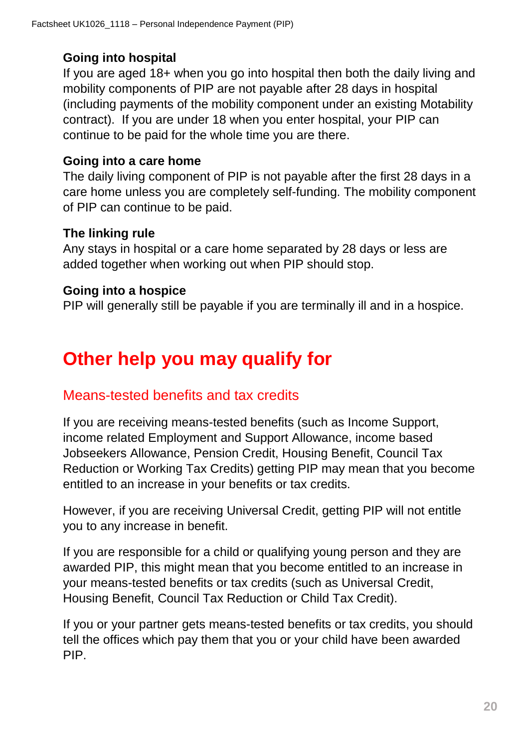### Going into hospital

If you are aged 18+ when you go into hospital then both the daily living and mobility components of PIP are not payable after 28 days in hospital (including payments of the mobility component under an existing Motability contract). If you are under 18 when you enter hospital, your PIP can continue to be paid for the whole time you are there.

### Going into a care home

The daily living component of PIP is not payable after the first 28 days in a care home unless you are completely self-funding. The mobility component of PIP can continue to be paid.

### The linking rule

Any stays in hospital or a care home separated by 28 days or less are added together when working out when PIP should stop.

### Going into a hospice

PIP will generally still be payable if you are terminally ill and in a hospice.

# Other help you may qualify for

## Means-tested benefits and tax credits

If you are receiving means-tested benefits (such as Income Support, income related Employment and Support Allowance, income based Jobseekers Allowance, Pension Credit, Housing Benefit, Council Tax Reduction or Working Tax Credits) getting PIP may mean that you become entitled to an increase in your benefits or tax credits.

However, if you are receiving Universal Credit, getting PIP will not entitle you to any increase in benefit.

If you are responsible for a child or qualifying young person and they are awarded PIP, this might mean that you become entitled to an increase in your means-tested benefits or tax credits (such as Universal Credit, Housing Benefit, Council Tax Reduction or Child Tax Credit).

If you or your partner gets means-tested benefits or tax credits, you should tell the offices which pay them that you or your child have been awarded PIP.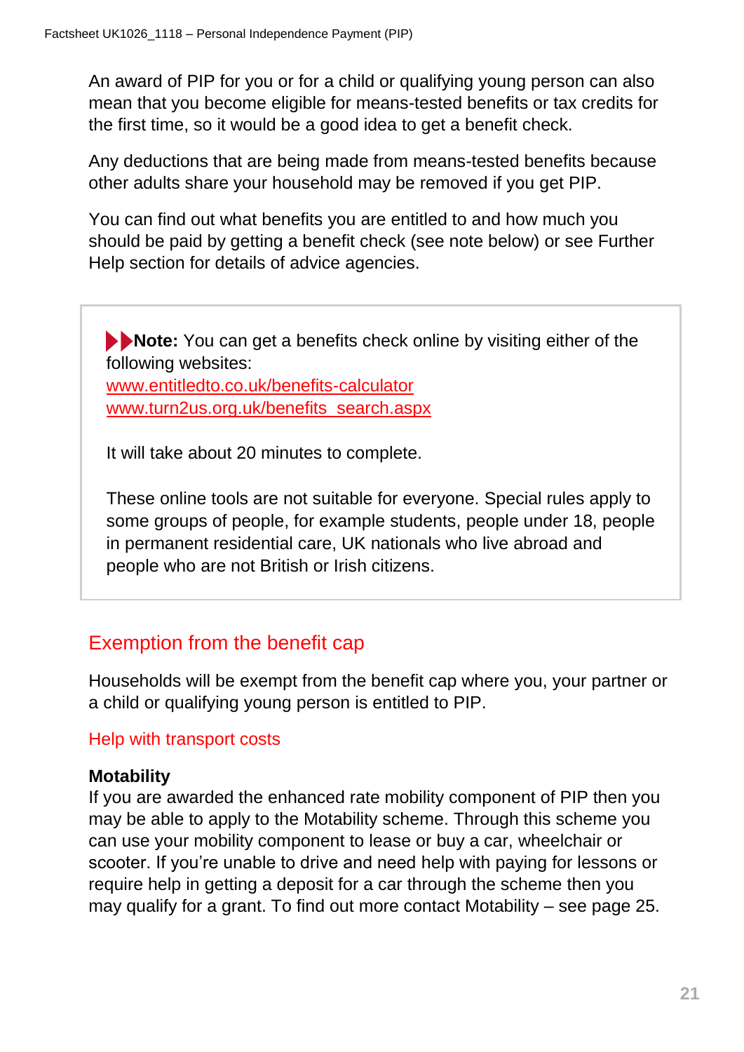An award of PIP for you or for a child or qualifying young person can also mean that you become eligible for means-tested benefits or tax credits for the first time, so it would be a good idea to get a benefit check.

Any deductions that are being made from means-tested benefits because other adults share your household may be removed if you get PIP.

You can find out what benefits you are entitled to and how much you should be paid by getting a benefit check (see note below) or see Further Help section for details of advice agencies.

> **Note:** You can get a benefits check online by visiting either of the following websites:
> www.entitledto.co.uk/benefits-calculator
> www.turn2us.org.uk/benefits_search.aspx
>
> It will take about 20 minutes to complete.
>
> These online tools are not suitable for everyone. Special rules apply to some groups of people, for example students, people under 18, people in permanent residential care, UK nationals who live abroad and people who are not British or Irish citizens.

## Exemption from the benefit cap

Households will be exempt from the benefit cap where you, your partner or a child or qualifying young person is entitled to PIP.

### Help with transport costs

**Motability**
If you are awarded the enhanced rate mobility component of PIP then you may be able to apply to the Motability scheme. Through this scheme you can use your mobility component to lease or buy a car, wheelchair or scooter. If you're unable to drive and need help with paying for lessons or require help in getting a deposit for a car through the scheme then you may qualify for a grant. To find out more contact Motability – see page 25.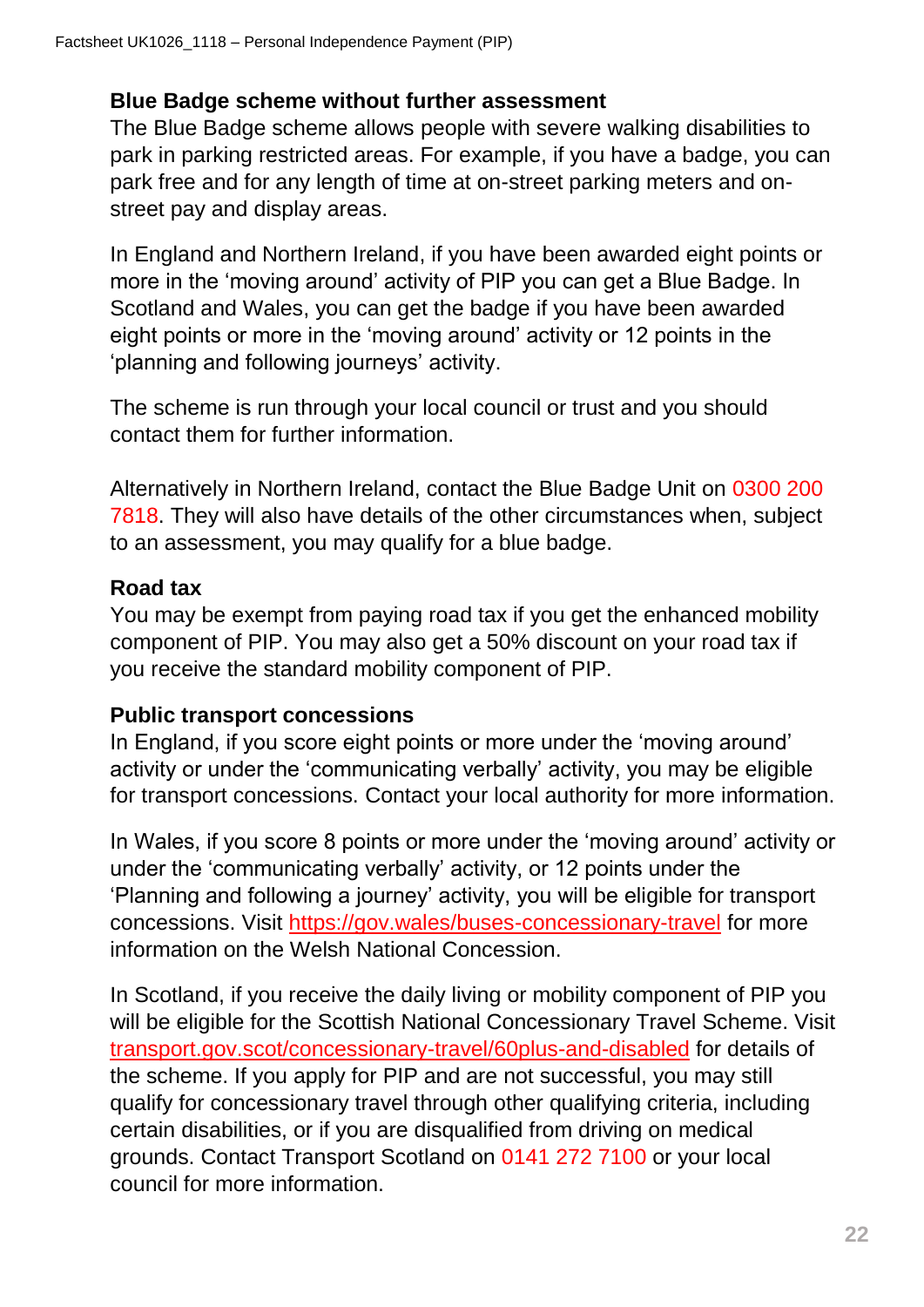### Blue Badge scheme without further assessment

The Blue Badge scheme allows people with severe walking disabilities to park in parking restricted areas. For example, if you have a badge, you can park free and for any length of time at on-street parking meters and on-street pay and display areas.

In England and Northern Ireland, if you have been awarded eight points or more in the 'moving around' activity of PIP you can get a Blue Badge. In Scotland and Wales, you can get the badge if you have been awarded eight points or more in the 'moving around' activity or 12 points in the 'planning and following journeys' activity.

The scheme is run through your local council or trust and you should contact them for further information.

Alternatively in Northern Ireland, contact the Blue Badge Unit on 0300 200 7818. They will also have details of the other circumstances when, subject to an assessment, you may qualify for a blue badge.

### Road tax

You may be exempt from paying road tax if you get the enhanced mobility component of PIP. You may also get a 50% discount on your road tax if you receive the standard mobility component of PIP.

### Public transport concessions

In England, if you score eight points or more under the 'moving around' activity or under the 'communicating verbally' activity, you may be eligible for transport concessions. Contact your local authority for more information.

In Wales, if you score 8 points or more under the 'moving around' activity or under the 'communicating verbally' activity, or 12 points under the 'Planning and following a journey' activity, you will be eligible for transport concessions. Visit https://gov.wales/buses-concessionary-travel for more information on the Welsh National Concession.

In Scotland, if you receive the daily living or mobility component of PIP you will be eligible for the Scottish National Concessionary Travel Scheme. Visit transport.gov.scot/concessionary-travel/60plus-and-disabled for details of the scheme. If you apply for PIP and are not successful, you may still qualify for concessionary travel through other qualifying criteria, including certain disabilities, or if you are disqualified from driving on medical grounds. Contact Transport Scotland on 0141 272 7100 or your local council for more information.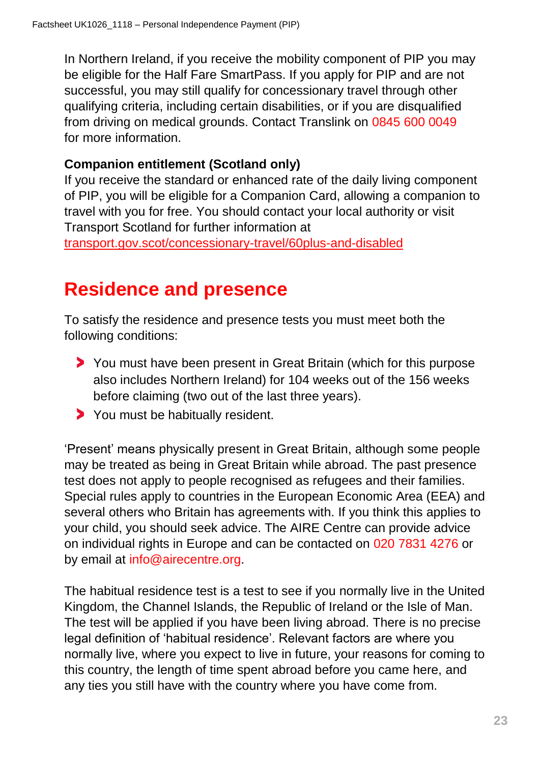In Northern Ireland, if you receive the mobility component of PIP you may be eligible for the Half Fare SmartPass. If you apply for PIP and are not successful, you may still qualify for concessionary travel through other qualifying criteria, including certain disabilities, or if you are disqualified from driving on medical grounds. Contact Translink on 0845 600 0049 for more information.

**Companion entitlement (Scotland only)**

If you receive the standard or enhanced rate of the daily living component of PIP, you will be eligible for a Companion Card, allowing a companion to travel with you for free. You should contact your local authority or visit Transport Scotland for further information at transport.gov.scot/concessionary-travel/60plus-and-disabled

## Residence and presence

To satisfy the residence and presence tests you must meet both the following conditions:

- You must have been present in Great Britain (which for this purpose also includes Northern Ireland) for 104 weeks out of the 156 weeks before claiming (two out of the last three years).
- You must be habitually resident.

'Present' means physically present in Great Britain, although some people may be treated as being in Great Britain while abroad. The past presence test does not apply to people recognised as refugees and their families. Special rules apply to countries in the European Economic Area (EEA) and several others who Britain has agreements with. If you think this applies to your child, you should seek advice. The AIRE Centre can provide advice on individual rights in Europe and can be contacted on 020 7831 4276 or by email at info@airecentre.org.

The habitual residence test is a test to see if you normally live in the United Kingdom, the Channel Islands, the Republic of Ireland or the Isle of Man. The test will be applied if you have been living abroad. There is no precise legal definition of 'habitual residence'. Relevant factors are where you normally live, where you expect to live in future, your reasons for coming to this country, the length of time spent abroad before you came here, and any ties you still have with the country where you have come from.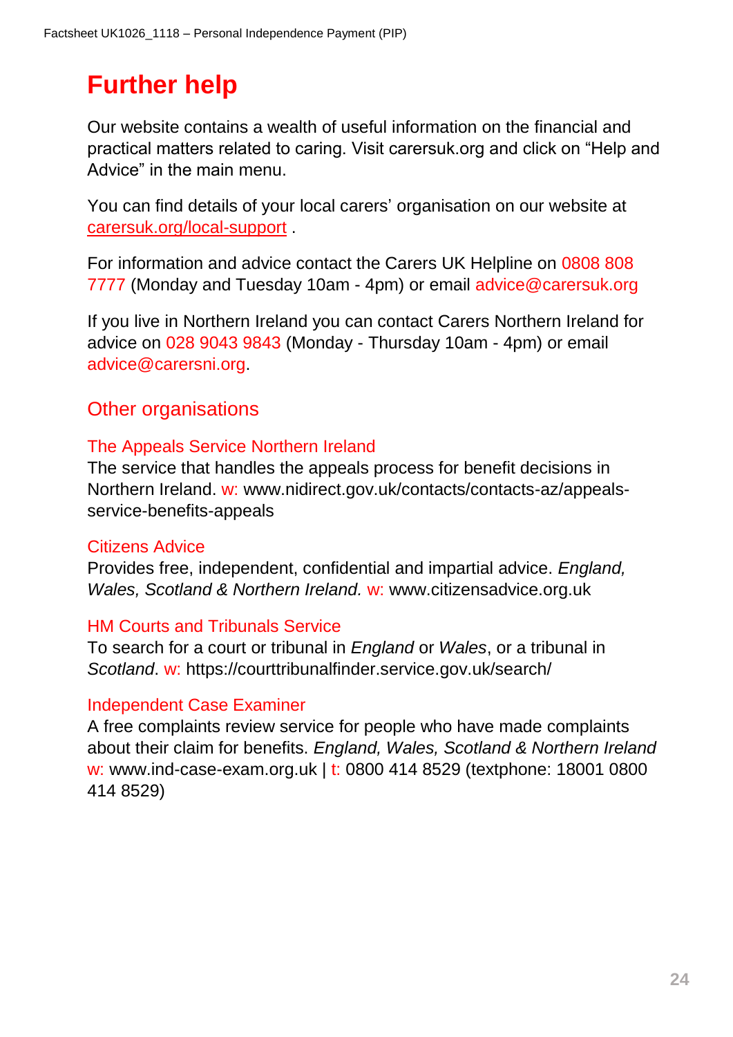# Further help

Our website contains a wealth of useful information on the financial and practical matters related to caring. Visit carersuk.org and click on “Help and Advice” in the main menu.

You can find details of your local carers’ organisation on our website at carersuk.org/local-support .

For information and advice contact the Carers UK Helpline on 0808 808 7777 (Monday and Tuesday 10am - 4pm) or email advice@carersuk.org

If you live in Northern Ireland you can contact Carers Northern Ireland for advice on 028 9043 9843 (Monday - Thursday 10am - 4pm) or email advice@carersni.org.

## Other organisations

### The Appeals Service Northern Ireland

The service that handles the appeals process for benefit decisions in Northern Ireland. w: www.nidirect.gov.uk/contacts/contacts-az/appeals-service-benefits-appeals

### Citizens Advice

Provides free, independent, confidential and impartial advice. *England, Wales, Scotland & Northern Ireland.* w: www.citizensadvice.org.uk

### HM Courts and Tribunals Service

To search for a court or tribunal in *England* or *Wales*, or a tribunal in *Scotland*. w: https://courttribunalfinder.service.gov.uk/search/

### Independent Case Examiner

A free complaints review service for people who have made complaints about their claim for benefits. *England, Wales, Scotland & Northern Ireland* w: www.ind-case-exam.org.uk | t: 0800 414 8529 (textphone: 18001 0800 414 8529)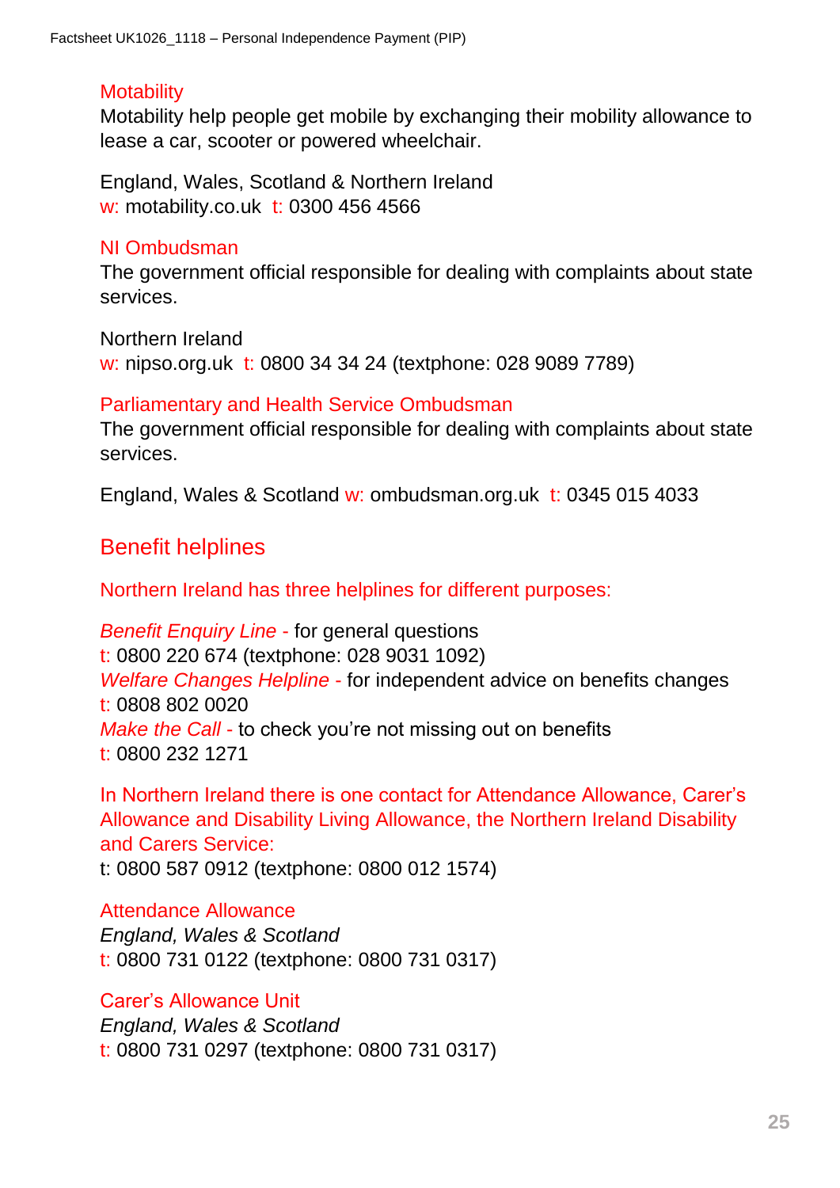### Motability

Motability help people get mobile by exchanging their mobility allowance to lease a car, scooter or powered wheelchair.

England, Wales, Scotland & Northern Ireland
w: motability.co.uk t: 0300 456 4566

### NI Ombudsman

The government official responsible for dealing with complaints about state services.

Northern Ireland
w: nipso.org.uk t: 0800 34 34 24 (textphone: 028 9089 7789)

### Parliamentary and Health Service Ombudsman

The government official responsible for dealing with complaints about state services.

England, Wales & Scotland w: ombudsman.org.uk t: 0345 015 4033

## Benefit helplines

Northern Ireland has three helplines for different purposes:

*Benefit Enquiry Line* - for general questions
t: 0800 220 674 (textphone: 028 9031 1092)
*Welfare Changes Helpline* - for independent advice on benefits changes
t: 0808 802 0020
*Make the Call* - to check you're not missing out on benefits
t: 0800 232 1271

In Northern Ireland there is one contact for Attendance Allowance, Carer's Allowance and Disability Living Allowance, the Northern Ireland Disability and Carers Service:
t: 0800 587 0912 (textphone: 0800 012 1574)

### Attendance Allowance

*England, Wales & Scotland*
t: 0800 731 0122 (textphone: 0800 731 0317)

### Carer's Allowance Unit

*England, Wales & Scotland*
t: 0800 731 0297 (textphone: 0800 731 0317)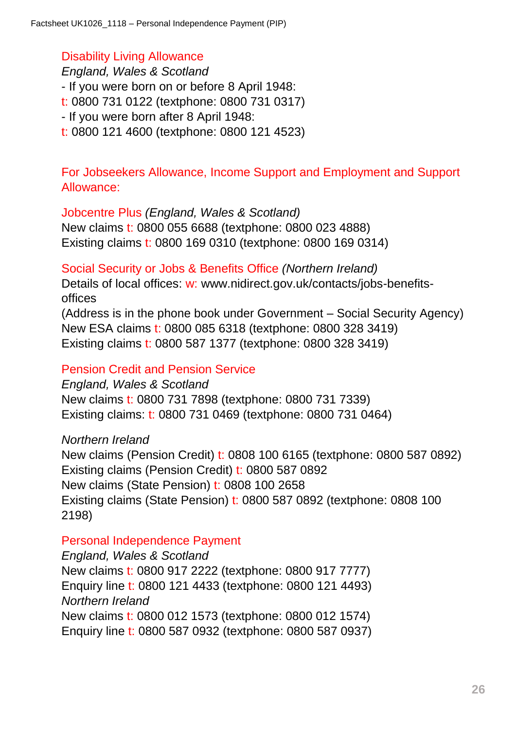### Disability Living Allowance

*England, Wales & Scotland*

- If you were born on or before 8 April 1948:

t: 0800 731 0122 (textphone: 0800 731 0317)

- If you were born after 8 April 1948:

t: 0800 121 4600 (textphone: 0800 121 4523)

### For Jobseekers Allowance, Income Support and Employment and Support Allowance:

**Jobcentre Plus** *(England, Wales & Scotland)*

New claims t: 0800 055 6688 (textphone: 0800 023 4888)
Existing claims t: 0800 169 0310 (textphone: 0800 169 0314)

**Social Security or Jobs & Benefits Office** *(Northern Ireland)*

Details of local offices: w: www.nidirect.gov.uk/contacts/jobs-benefits-offices
(Address is in the phone book under Government – Social Security Agency)
New ESA claims t: 0800 085 6318 (textphone: 0800 328 3419)
Existing claims t: 0800 587 1377 (textphone: 0800 328 3419)

### Pension Credit and Pension Service

*England, Wales & Scotland*

New claims t: 0800 731 7898 (textphone: 0800 731 7339)
Existing claims: t: 0800 731 0469 (textphone: 0800 731 0464)

*Northern Ireland*

New claims (Pension Credit) t: 0808 100 6165 (textphone: 0800 587 0892)
Existing claims (Pension Credit) t: 0800 587 0892
New claims (State Pension) t: 0808 100 2658
Existing claims (State Pension) t: 0800 587 0892 (textphone: 0808 100 2198)

### Personal Independence Payment

*England, Wales & Scotland*

New claims t: 0800 917 2222 (textphone: 0800 917 7777)
Enquiry line t: 0800 121 4433 (textphone: 0800 121 4493)

*Northern Ireland*

New claims t: 0800 012 1573 (textphone: 0800 012 1574)
Enquiry line t: 0800 587 0932 (textphone: 0800 587 0937)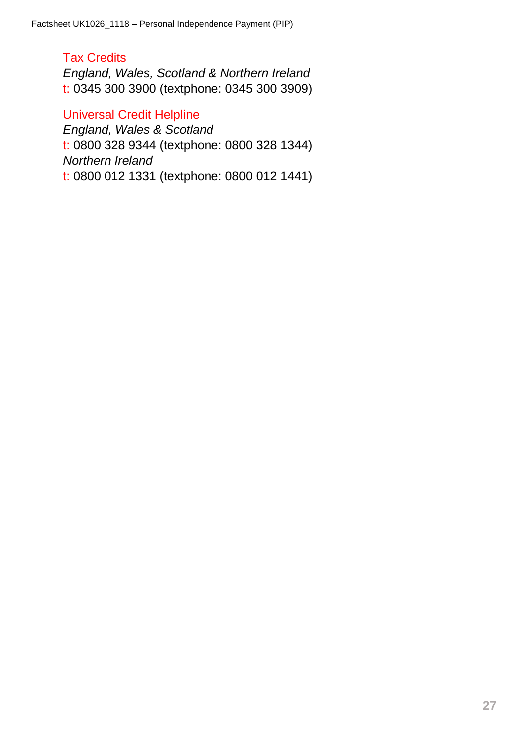### Tax Credits

*England, Wales, Scotland & Northern Ireland*
t: 0345 300 3900 (textphone: 0345 300 3909)

### Universal Credit Helpline

*England, Wales & Scotland*
t: 0800 328 9344 (textphone: 0800 328 1344)
*Northern Ireland*
t: 0800 012 1331 (textphone: 0800 012 1441)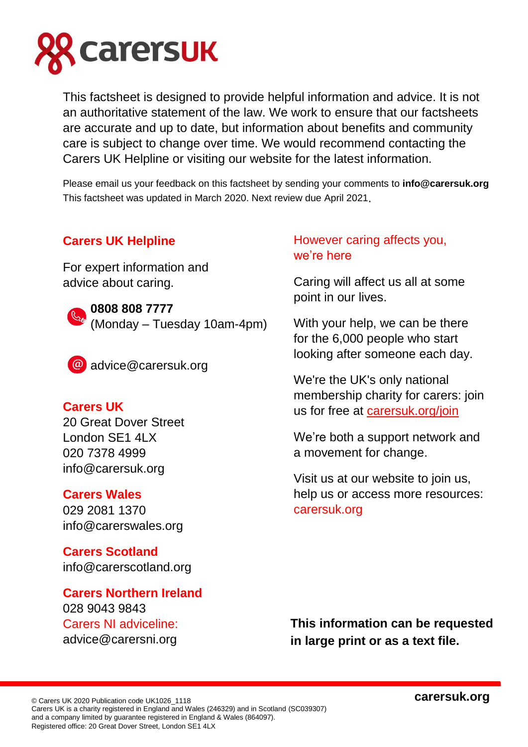# carersUK

This factsheet is designed to provide helpful information and advice. It is not an authoritative statement of the law. We work to ensure that our factsheets are accurate and up to date, but information about benefits and community care is subject to change over time. We would recommend contacting the Carers UK Helpline or visiting our website for the latest information.

Please email us your feedback on this factsheet by sending your comments to **info@carersuk.org**
This factsheet was updated in March 2020. Next review due April 2021.

## Carers UK Helpline

For expert information and advice about caring.

**0808 808 7777**
(Monday – Tuesday 10am-4pm)

advice@carersuk.org

**Carers UK**
20 Great Dover Street
London SE1 4LX
020 7378 4999
info@carersuk.org

**Carers Wales**
029 2081 1370
info@carerswales.org

**Carers Scotland**
info@carerscotland.org

**Carers Northern Ireland**
028 9043 9843
Carers NI adviceline:
advice@carersni.org

## However caring affects you, we're here

Caring will affect us all at some point in our lives.

With your help, we can be there for the 6,000 people who start looking after someone each day.

We're the UK's only national membership charity for carers: join us for free at carersuk.org/join

We're both a support network and a movement for change.

Visit us at our website to join us, help us or access more resources: carersuk.org

**This information can be requested in large print or as a text file.**

© Carers UK 2020 Publication code UK1026_1118
Carers UK is a charity registered in England and Wales (246329) and in Scotland (SC039307) and a company limited by guarantee registered in England & Wales (864097).
Registered office: 20 Great Dover Street, London SE1 4LX

**carersuk.org**